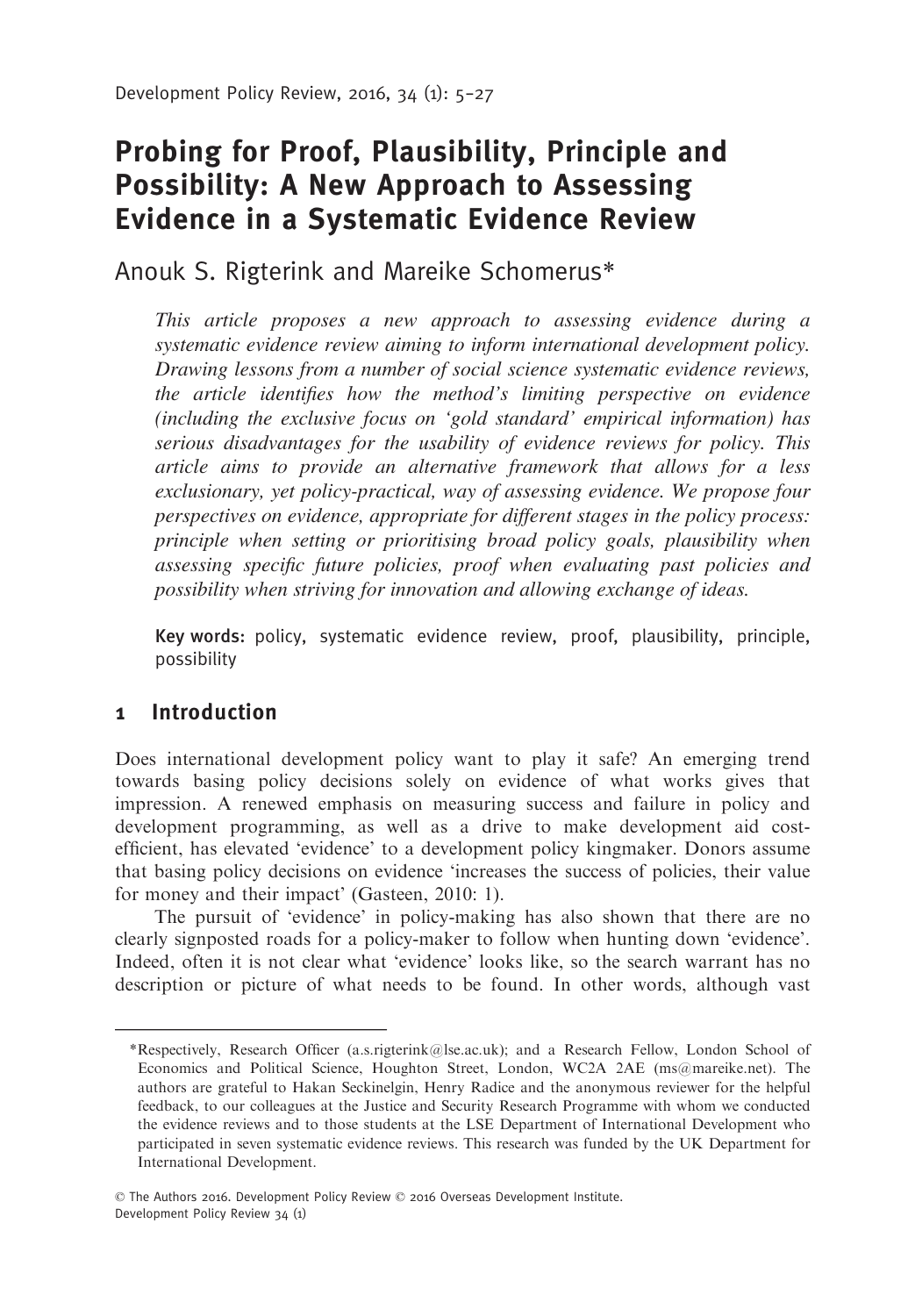# Probing for Proof, Plausibility, Principle and Possibility: A New Approach to Assessing Evidence in a Systematic Evidence Review

Anouk S. Rigterink and Mareike Schomerus*

*This article proposes a new approach to assessing evidence during a systematic evidence review aiming to inform international development policy. Drawing lessons from a number of social science systematic evidence reviews, the article identifies how the method's limiting perspective on evidence (including the exclusive focus on 'gold standard' empirical information) has serious disadvantages for the usability of evidence reviews for policy. This article aims to provide an alternative framework that allows for a less exclusionary, yet policy-practical, way of assessing evidence. We propose four perspectives on evidence, appropriate for different stages in the policy process: principle when setting or prioritising broad policy goals, plausibility when assessing specific future policies, proof when evaluating past policies and possibility when striving for innovation and allowing exchange of ideas.*

**Key words:** policy, systematic evidence review, proof, plausibility, principle, possibility

## 1 Introduction

Does international development policy want to play it safe? An emerging trend towards basing policy decisions solely on evidence of what works gives that impression. A renewed emphasis on measuring success and failure in policy and development programming, as well as a drive to make development aid cost-efficient, has elevated 'evidence' to a development policy kingmaker. Donors assume that basing policy decisions on evidence 'increases the success of policies, their value for money and their impact' (Gasteen, 2010: 1).

The pursuit of 'evidence' in policy-making has also shown that there are no clearly signposted roads for a policy-maker to follow when hunting down 'evidence'. Indeed, often it is not clear what 'evidence' looks like, so the search warrant has no description or picture of what needs to be found. In other words, although vast

---

*Respectively, Research Officer (a.s.rigterink@lse.ac.uk); and a Research Fellow, London School of Economics and Political Science, Houghton Street, London, WC2A 2AE (ms@mareike.net). The authors are grateful to Hakan Seckinelgin, Henry Radice and the anonymous reviewer for the helpful feedback, to our colleagues at the Justice and Security Research Programme with whom we conducted the evidence reviews and to those students at the LSE Department of International Development who participated in seven systematic evidence reviews. This research was funded by the UK Department for International Development.

© The Authors 2016. Development Policy Review © 2016 Overseas Development Institute.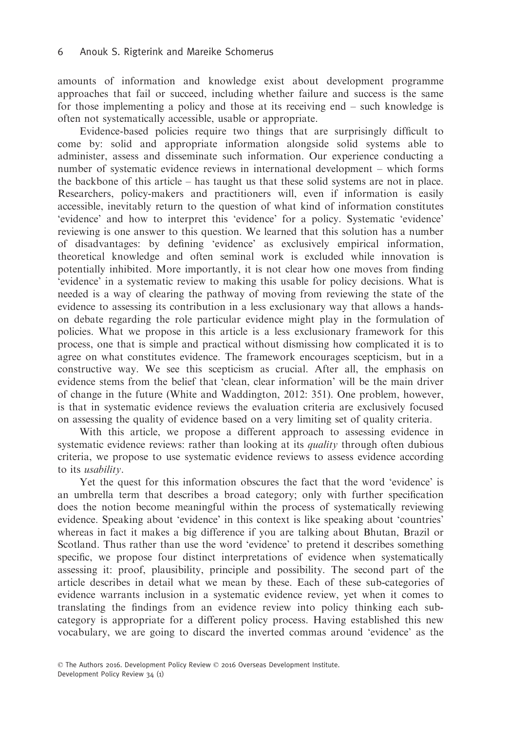amounts of information and knowledge exist about development programme approaches that fail or succeed, including whether failure and success is the same for those implementing a policy and those at its receiving end – such knowledge is often not systematically accessible, usable or appropriate.

Evidence-based policies require two things that are surprisingly difficult to come by: solid and appropriate information alongside solid systems able to administer, assess and disseminate such information. Our experience conducting a number of systematic evidence reviews in international development – which forms the backbone of this article – has taught us that these solid systems are not in place. Researchers, policy-makers and practitioners will, even if information is easily accessible, inevitably return to the question of what kind of information constitutes 'evidence' and how to interpret this 'evidence' for a policy. Systematic 'evidence' reviewing is one answer to this question. We learned that this solution has a number of disadvantages: by defining 'evidence' as exclusively empirical information, theoretical knowledge and often seminal work is excluded while innovation is potentially inhibited. More importantly, it is not clear how one moves from finding 'evidence' in a systematic review to making this usable for policy decisions. What is needed is a way of clearing the pathway of moving from reviewing the state of the evidence to assessing its contribution in a less exclusionary way that allows a hands-on debate regarding the role particular evidence might play in the formulation of policies. What we propose in this article is a less exclusionary framework for this process, one that is simple and practical without dismissing how complicated it is to agree on what constitutes evidence. The framework encourages scepticism, but in a constructive way. We see this scepticism as crucial. After all, the emphasis on evidence stems from the belief that 'clean, clear information' will be the main driver of change in the future (White and Waddington, 2012: 351). One problem, however, is that in systematic evidence reviews the evaluation criteria are exclusively focused on assessing the quality of evidence based on a very limiting set of quality criteria.

With this article, we propose a different approach to assessing evidence in systematic evidence reviews: rather than looking at its *quality* through often dubious criteria, we propose to use systematic evidence reviews to assess evidence according to its *usability*.

Yet the quest for this information obscures the fact that the word 'evidence' is an umbrella term that describes a broad category; only with further specification does the notion become meaningful within the process of systematically reviewing evidence. Speaking about 'evidence' in this context is like speaking about 'countries' whereas in fact it makes a big difference if you are talking about Bhutan, Brazil or Scotland. Thus rather than use the word 'evidence' to pretend it describes something specific, we propose four distinct interpretations of evidence when systematically assessing it: proof, plausibility, principle and possibility. The second part of the article describes in detail what we mean by these. Each of these sub-categories of evidence warrants inclusion in a systematic evidence review, yet when it comes to translating the findings from an evidence review into policy thinking each sub-category is appropriate for a different policy process. Having established this new vocabulary, we are going to discard the inverted commas around 'evidence' as the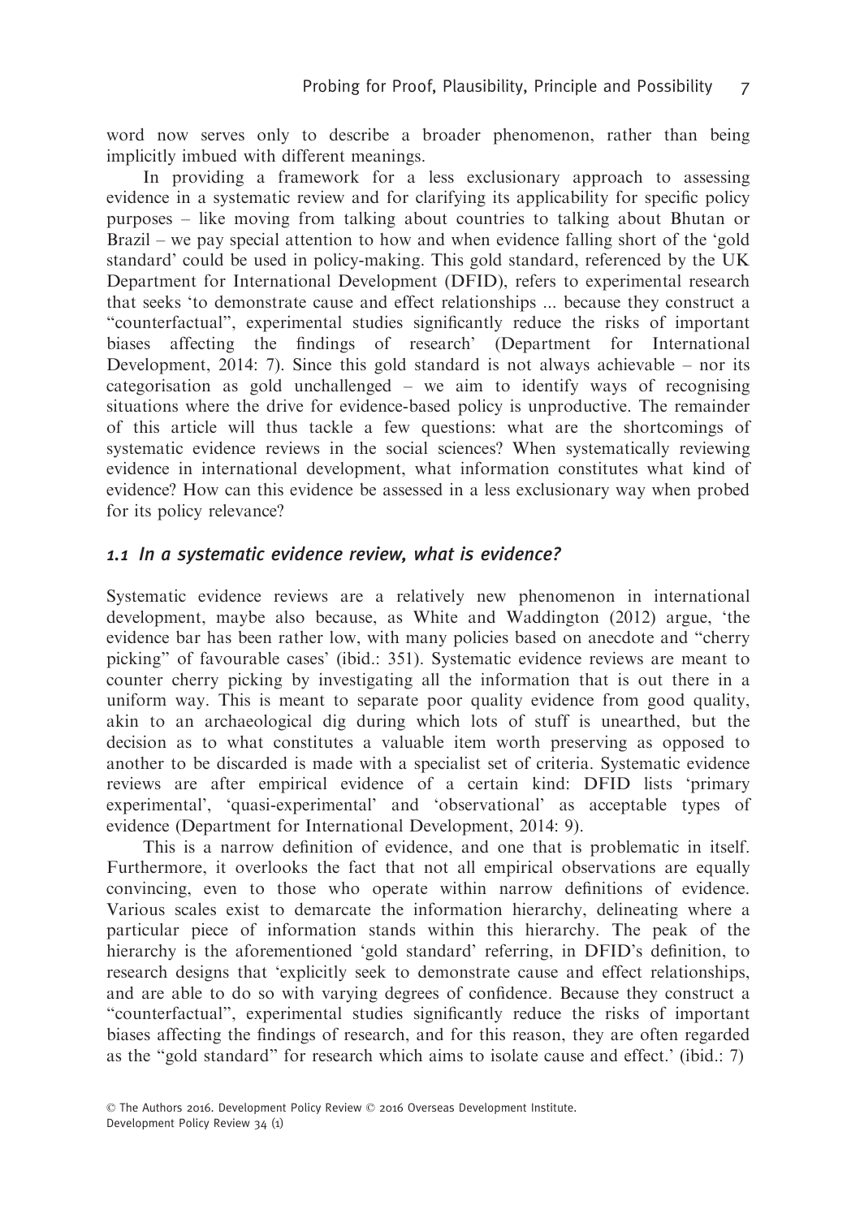word now serves only to describe a broader phenomenon, rather than being implicitly imbued with different meanings.

In providing a framework for a less exclusionary approach to assessing evidence in a systematic review and for clarifying its applicability for specific policy purposes – like moving from talking about countries to talking about Bhutan or Brazil – we pay special attention to how and when evidence falling short of the 'gold standard' could be used in policy-making. This gold standard, referenced by the UK Department for International Development (DFID), refers to experimental research that seeks 'to demonstrate cause and effect relationships ... because they construct a "counterfactual", experimental studies significantly reduce the risks of important biases affecting the findings of research' (Department for International Development, 2014: 7). Since this gold standard is not always achievable – nor its categorisation as gold unchallenged – we aim to identify ways of recognising situations where the drive for evidence-based policy is unproductive. The remainder of this article will thus tackle a few questions: what are the shortcomings of systematic evidence reviews in the social sciences? When systematically reviewing evidence in international development, what information constitutes what kind of evidence? How can this evidence be assessed in a less exclusionary way when probed for its policy relevance?

### *1.1 In a systematic evidence review, what is evidence?*

Systematic evidence reviews are a relatively new phenomenon in international development, maybe also because, as White and Waddington (2012) argue, 'the evidence bar has been rather low, with many policies based on anecdote and "cherry picking" of favourable cases' (ibid.: 351). Systematic evidence reviews are meant to counter cherry picking by investigating all the information that is out there in a uniform way. This is meant to separate poor quality evidence from good quality, akin to an archaeological dig during which lots of stuff is unearthed, but the decision as to what constitutes a valuable item worth preserving as opposed to another to be discarded is made with a specialist set of criteria. Systematic evidence reviews are after empirical evidence of a certain kind: DFID lists 'primary experimental', 'quasi-experimental' and 'observational' as acceptable types of evidence (Department for International Development, 2014: 9).

This is a narrow definition of evidence, and one that is problematic in itself. Furthermore, it overlooks the fact that not all empirical observations are equally convincing, even to those who operate within narrow definitions of evidence. Various scales exist to demarcate the information hierarchy, delineating where a particular piece of information stands within this hierarchy. The peak of the hierarchy is the aforementioned 'gold standard' referring, in DFID's definition, to research designs that 'explicitly seek to demonstrate cause and effect relationships, and are able to do so with varying degrees of confidence. Because they construct a "counterfactual", experimental studies significantly reduce the risks of important biases affecting the findings of research, and for this reason, they are often regarded as the "gold standard" for research which aims to isolate cause and effect.' (ibid.: 7)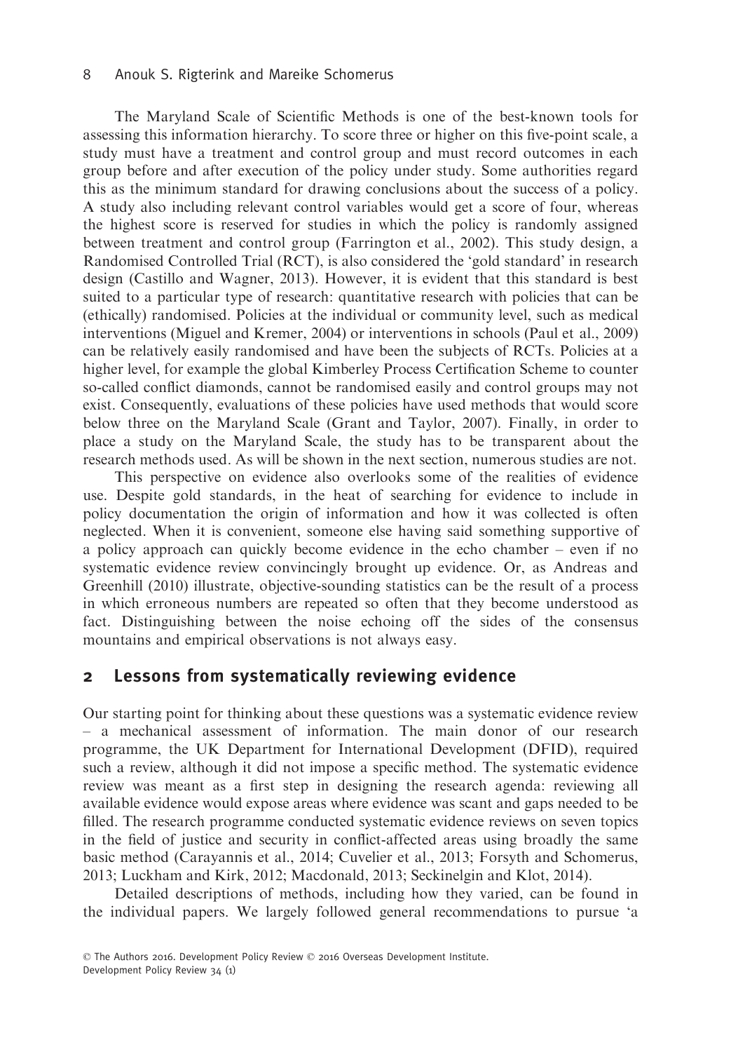The Maryland Scale of Scientific Methods is one of the best-known tools for assessing this information hierarchy. To score three or higher on this five-point scale, a study must have a treatment and control group and must record outcomes in each group before and after execution of the policy under study. Some authorities regard this as the minimum standard for drawing conclusions about the success of a policy. A study also including relevant control variables would get a score of four, whereas the highest score is reserved for studies in which the policy is randomly assigned between treatment and control group (Farrington et al., 2002). This study design, a Randomised Controlled Trial (RCT), is also considered the 'gold standard' in research design (Castillo and Wagner, 2013). However, it is evident that this standard is best suited to a particular type of research: quantitative research with policies that can be (ethically) randomised. Policies at the individual or community level, such as medical interventions (Miguel and Kremer, 2004) or interventions in schools (Paul et al., 2009) can be relatively easily randomised and have been the subjects of RCTs. Policies at a higher level, for example the global Kimberley Process Certification Scheme to counter so-called conflict diamonds, cannot be randomised easily and control groups may not exist. Consequently, evaluations of these policies have used methods that would score below three on the Maryland Scale (Grant and Taylor, 2007). Finally, in order to place a study on the Maryland Scale, the study has to be transparent about the research methods used. As will be shown in the next section, numerous studies are not.

This perspective on evidence also overlooks some of the realities of evidence use. Despite gold standards, in the heat of searching for evidence to include in policy documentation the origin of information and how it was collected is often neglected. When it is convenient, someone else having said something supportive of a policy approach can quickly become evidence in the echo chamber – even if no systematic evidence review convincingly brought up evidence. Or, as Andreas and Greenhill (2010) illustrate, objective-sounding statistics can be the result of a process in which erroneous numbers are repeated so often that they become understood as fact. Distinguishing between the noise echoing off the sides of the consensus mountains and empirical observations is not always easy.

## 2 Lessons from systematically reviewing evidence

Our starting point for thinking about these questions was a systematic evidence review – a mechanical assessment of information. The main donor of our research programme, the UK Department for International Development (DFID), required such a review, although it did not impose a specific method. The systematic evidence review was meant as a first step in designing the research agenda: reviewing all available evidence would expose areas where evidence was scant and gaps needed to be filled. The research programme conducted systematic evidence reviews on seven topics in the field of justice and security in conflict-affected areas using broadly the same basic method (Carayannis et al., 2014; Cuvelier et al., 2013; Forsyth and Schomerus, 2013; Luckham and Kirk, 2012; Macdonald, 2013; Seckinelgin and Klot, 2014).

Detailed descriptions of methods, including how they varied, can be found in the individual papers. We largely followed general recommendations to pursue 'a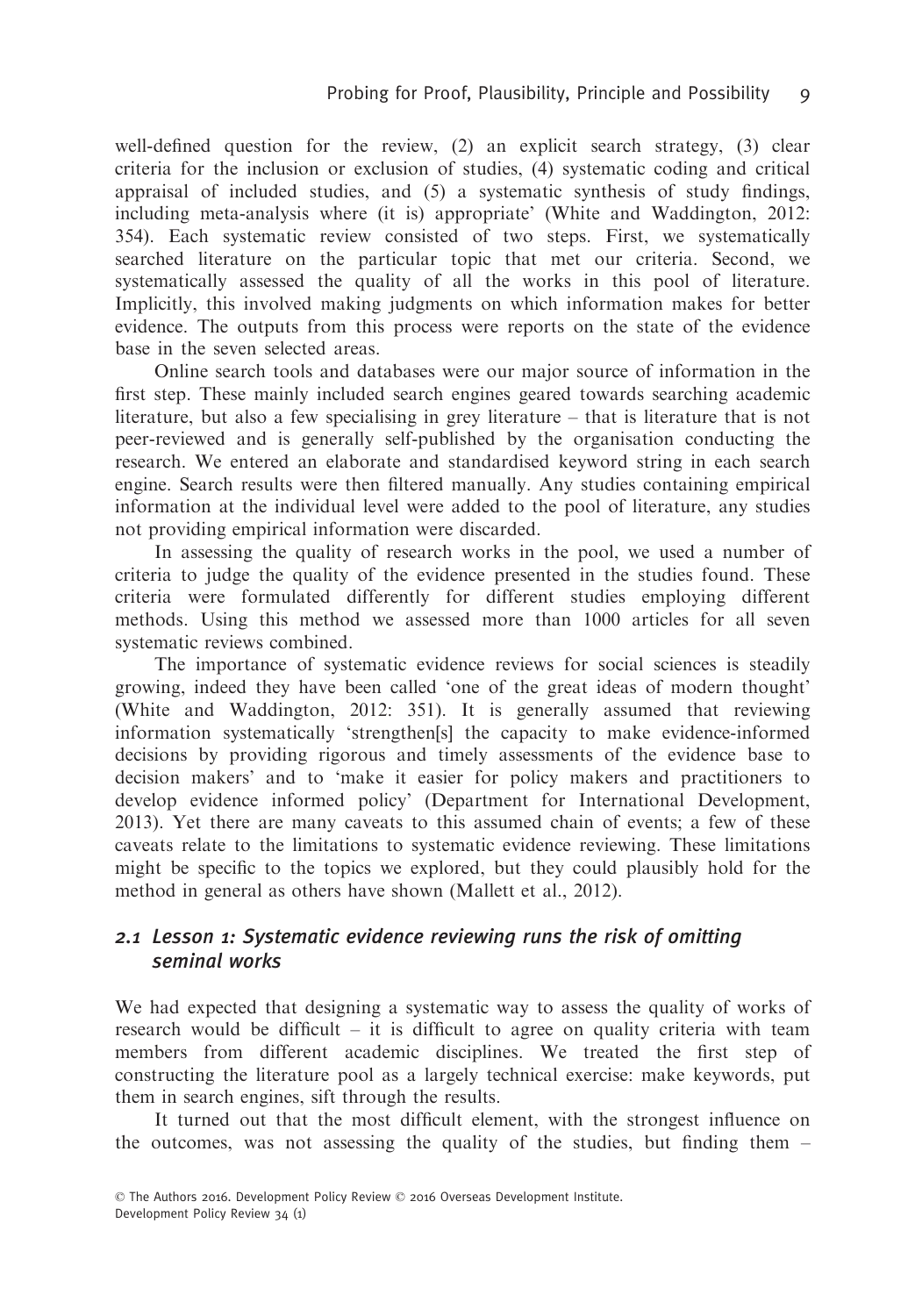well-defined question for the review, (2) an explicit search strategy, (3) clear criteria for the inclusion or exclusion of studies, (4) systematic coding and critical appraisal of included studies, and (5) a systematic synthesis of study findings, including meta-analysis where (it is) appropriate' (White and Waddington, 2012: 354). Each systematic review consisted of two steps. First, we systematically searched literature on the particular topic that met our criteria. Second, we systematically assessed the quality of all the works in this pool of literature. Implicitly, this involved making judgments on which information makes for better evidence. The outputs from this process were reports on the state of the evidence base in the seven selected areas.

Online search tools and databases were our major source of information in the first step. These mainly included search engines geared towards searching academic literature, but also a few specialising in grey literature – that is literature that is not peer-reviewed and is generally self-published by the organisation conducting the research. We entered an elaborate and standardised keyword string in each search engine. Search results were then filtered manually. Any studies containing empirical information at the individual level were added to the pool of literature, any studies not providing empirical information were discarded.

In assessing the quality of research works in the pool, we used a number of criteria to judge the quality of the evidence presented in the studies found. These criteria were formulated differently for different studies employing different methods. Using this method we assessed more than 1000 articles for all seven systematic reviews combined.

The importance of systematic evidence reviews for social sciences is steadily growing, indeed they have been called 'one of the great ideas of modern thought' (White and Waddington, 2012: 351). It is generally assumed that reviewing information systematically 'strengthen[s] the capacity to make evidence-informed decisions by providing rigorous and timely assessments of the evidence base to decision makers' and to 'make it easier for policy makers and practitioners to develop evidence informed policy' (Department for International Development, 2013). Yet there are many caveats to this assumed chain of events; a few of these caveats relate to the limitations to systematic evidence reviewing. These limitations might be specific to the topics we explored, but they could plausibly hold for the method in general as others have shown (Mallett et al., 2012).

### 2.1 Lesson 1: Systematic evidence reviewing runs the risk of omitting seminal works

We had expected that designing a systematic way to assess the quality of works of research would be difficult – it is difficult to agree on quality criteria with team members from different academic disciplines. We treated the first step of constructing the literature pool as a largely technical exercise: make keywords, put them in search engines, sift through the results.

It turned out that the most difficult element, with the strongest influence on the outcomes, was not assessing the quality of the studies, but finding them –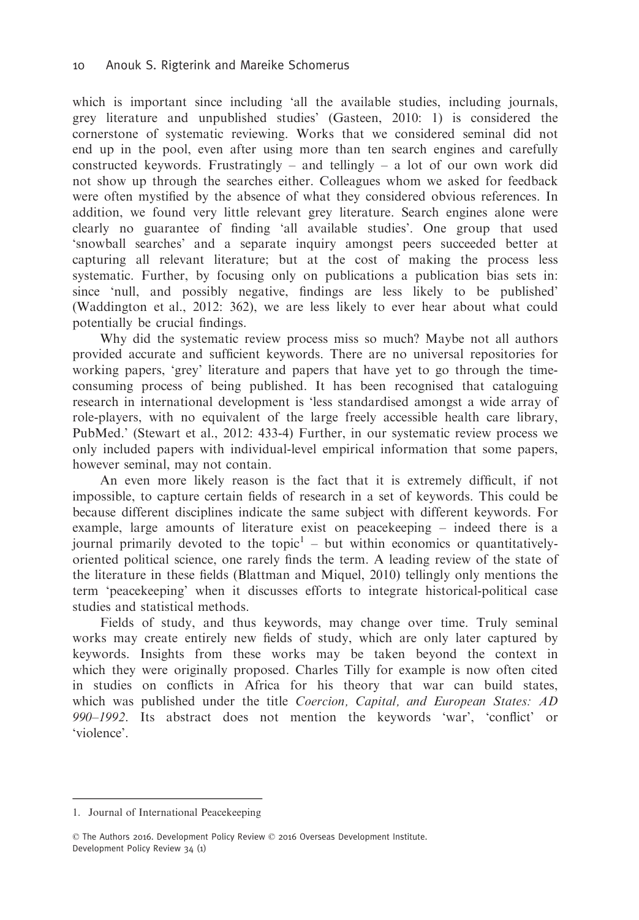which is important since including 'all the available studies, including journals, grey literature and unpublished studies' (Gasteen, 2010: 1) is considered the cornerstone of systematic reviewing. Works that we considered seminal did not end up in the pool, even after using more than ten search engines and carefully constructed keywords. Frustratingly – and tellingly – a lot of our own work did not show up through the searches either. Colleagues whom we asked for feedback were often mystified by the absence of what they considered obvious references. In addition, we found very little relevant grey literature. Search engines alone were clearly no guarantee of finding 'all available studies'. One group that used 'snowball searches' and a separate inquiry amongst peers succeeded better at capturing all relevant literature; but at the cost of making the process less systematic. Further, by focusing only on publications a publication bias sets in: since 'null, and possibly negative, findings are less likely to be published' (Waddington et al., 2012: 362), we are less likely to ever hear about what could potentially be crucial findings.

Why did the systematic review process miss so much? Maybe not all authors provided accurate and sufficient keywords. There are no universal repositories for working papers, 'grey' literature and papers that have yet to go through the time-consuming process of being published. It has been recognised that cataloguing research in international development is 'less standardised amongst a wide array of role-players, with no equivalent of the large freely accessible health care library, PubMed.' (Stewart et al., 2012: 433-4) Further, in our systematic review process we only included papers with individual-level empirical information that some papers, however seminal, may not contain.

An even more likely reason is the fact that it is extremely difficult, if not impossible, to capture certain fields of research in a set of keywords. This could be because different disciplines indicate the same subject with different keywords. For example, large amounts of literature exist on peacekeeping – indeed there is a journal primarily devoted to the topic[1] – but within economics or quantitatively-oriented political science, one rarely finds the term. A leading review of the state of the literature in these fields (Blattman and Miquel, 2010) tellingly only mentions the term 'peacekeeping' when it discusses efforts to integrate historical-political case studies and statistical methods.

Fields of study, and thus keywords, may change over time. Truly seminal works may create entirely new fields of study, which are only later captured by keywords. Insights from these works may be taken beyond the context in which they were originally proposed. Charles Tilly for example is now often cited in studies on conflicts in Africa for his theory that war can build states, which was published under the title *Coercion, Capital, and European States: AD 990–1992*. Its abstract does not mention the keywords 'war', 'conflict' or 'violence'.

---

1. Journal of International Peacekeeping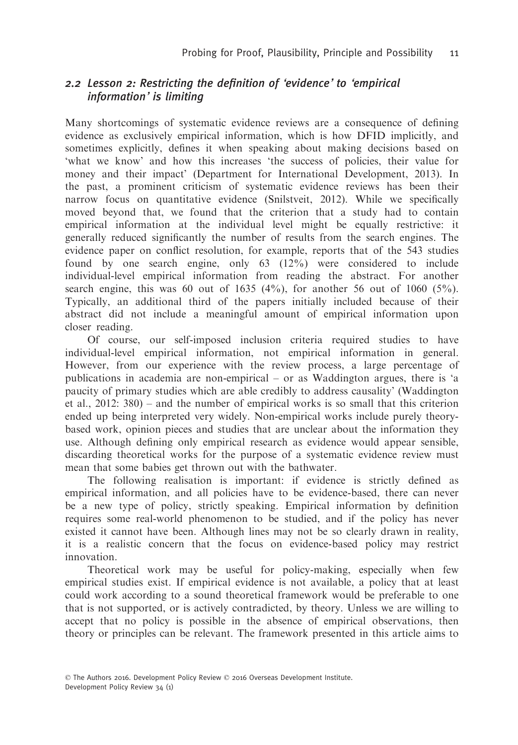### *2.2 Lesson 2: Restricting the definition of 'evidence' to 'empirical information' is limiting*

Many shortcomings of systematic evidence reviews are a consequence of defining evidence as exclusively empirical information, which is how DFID implicitly, and sometimes explicitly, defines it when speaking about making decisions based on 'what we know' and how this increases 'the success of policies, their value for money and their impact' (Department for International Development, 2013). In the past, a prominent criticism of systematic evidence reviews has been their narrow focus on quantitative evidence (Snilstveit, 2012). While we specifically moved beyond that, we found that the criterion that a study had to contain empirical information at the individual level might be equally restrictive: it generally reduced significantly the number of results from the search engines. The evidence paper on conflict resolution, for example, reports that of the 543 studies found by one search engine, only 63 (12%) were considered to include individual-level empirical information from reading the abstract. For another search engine, this was 60 out of 1635 (4%), for another 56 out of 1060 (5%). Typically, an additional third of the papers initially included because of their abstract did not include a meaningful amount of empirical information upon closer reading.

Of course, our self-imposed inclusion criteria required studies to have individual-level empirical information, not empirical information in general. However, from our experience with the review process, a large percentage of publications in academia are non-empirical – or as Waddington argues, there is 'a paucity of primary studies which are able credibly to address causality' (Waddington et al., 2012: 380) – and the number of empirical works is so small that this criterion ended up being interpreted very widely. Non-empirical works include purely theory-based work, opinion pieces and studies that are unclear about the information they use. Although defining only empirical research as evidence would appear sensible, discarding theoretical works for the purpose of a systematic evidence review must mean that some babies get thrown out with the bathwater.

The following realisation is important: if evidence is strictly defined as empirical information, and all policies have to be evidence-based, there can never be a new type of policy, strictly speaking. Empirical information by definition requires some real-world phenomenon to be studied, and if the policy has never existed it cannot have been. Although lines may not be so clearly drawn in reality, it is a realistic concern that the focus on evidence-based policy may restrict innovation.

Theoretical work may be useful for policy-making, especially when few empirical studies exist. If empirical evidence is not available, a policy that at least could work according to a sound theoretical framework would be preferable to one that is not supported, or is actively contradicted, by theory. Unless we are willing to accept that no policy is possible in the absence of empirical observations, then theory or principles can be relevant. The framework presented in this article aims to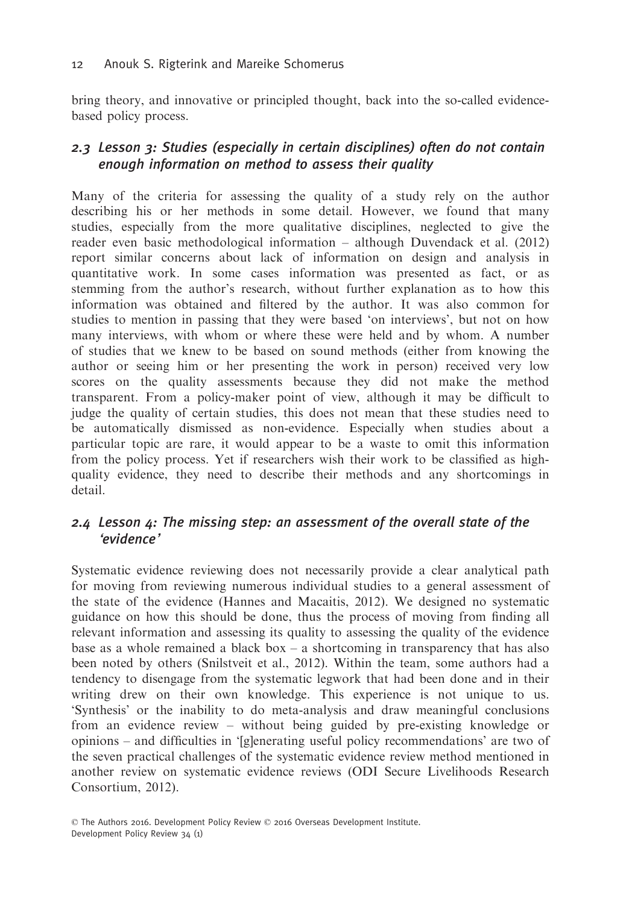bring theory, and innovative or principled thought, back into the so-called evidence-based policy process.

## 2.3 Lesson 3: Studies (especially in certain disciplines) often do not contain enough information on method to assess their quality

Many of the criteria for assessing the quality of a study rely on the author describing his or her methods in some detail. However, we found that many studies, especially from the more qualitative disciplines, neglected to give the reader even basic methodological information – although Duvendack et al. (2012) report similar concerns about lack of information on design and analysis in quantitative work. In some cases information was presented as fact, or as stemming from the author's research, without further explanation as to how this information was obtained and filtered by the author. It was also common for studies to mention in passing that they were based 'on interviews', but not on how many interviews, with whom or where these were held and by whom. A number of studies that we knew to be based on sound methods (either from knowing the author or seeing him or her presenting the work in person) received very low scores on the quality assessments because they did not make the method transparent. From a policy-maker point of view, although it may be difficult to judge the quality of certain studies, this does not mean that these studies need to be automatically dismissed as non-evidence. Especially when studies about a particular topic are rare, it would appear to be a waste to omit this information from the policy process. Yet if researchers wish their work to be classified as high-quality evidence, they need to describe their methods and any shortcomings in detail.

## 2.4 Lesson 4: The missing step: an assessment of the overall state of the 'evidence'

Systematic evidence reviewing does not necessarily provide a clear analytical path for moving from reviewing numerous individual studies to a general assessment of the state of the evidence (Hannes and Macaitis, 2012). We designed no systematic guidance on how this should be done, thus the process of moving from finding all relevant information and assessing its quality to assessing the quality of the evidence base as a whole remained a black box – a shortcoming in transparency that has also been noted by others (Snilstveit et al., 2012). Within the team, some authors had a tendency to disengage from the systematic legwork that had been done and in their writing drew on their own knowledge. This experience is not unique to us. 'Synthesis' or the inability to do meta-analysis and draw meaningful conclusions from an evidence review – without being guided by pre-existing knowledge or opinions – and difficulties in '[g]enerating useful policy recommendations' are two of the seven practical challenges of the systematic evidence review method mentioned in another review on systematic evidence reviews (ODI Secure Livelihoods Research Consortium, 2012).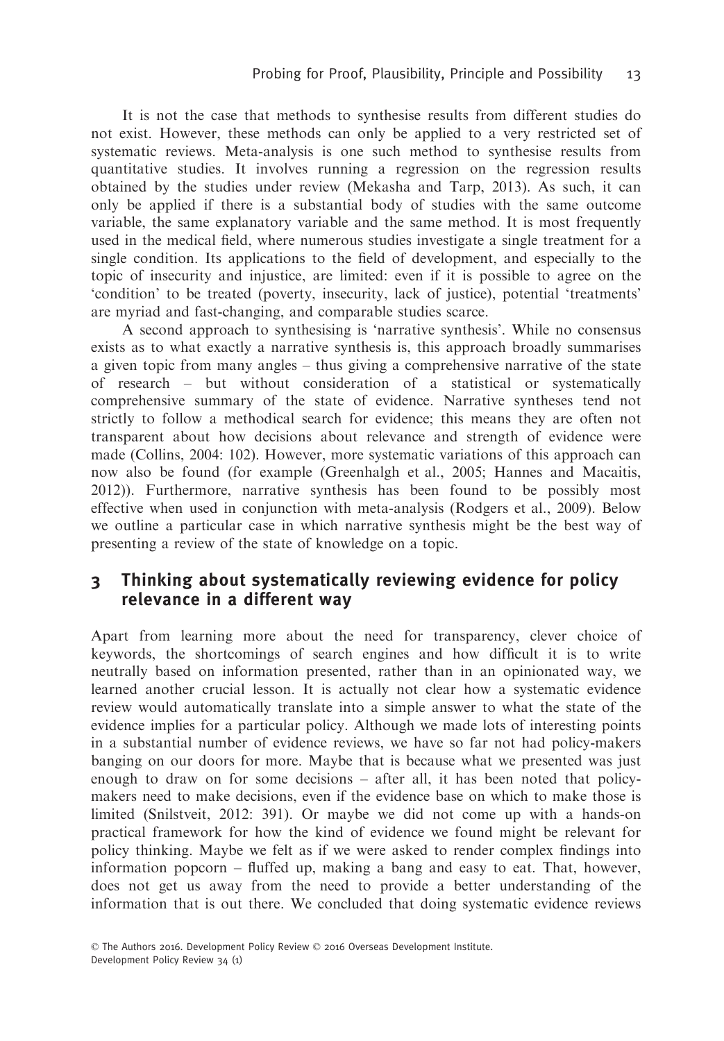It is not the case that methods to synthesise results from different studies do not exist. However, these methods can only be applied to a very restricted set of systematic reviews. Meta-analysis is one such method to synthesise results from quantitative studies. It involves running a regression on the regression results obtained by the studies under review (Mekasha and Tarp, 2013). As such, it can only be applied if there is a substantial body of studies with the same outcome variable, the same explanatory variable and the same method. It is most frequently used in the medical field, where numerous studies investigate a single treatment for a single condition. Its applications to the field of development, and especially to the topic of insecurity and injustice, are limited: even if it is possible to agree on the 'condition' to be treated (poverty, insecurity, lack of justice), potential 'treatments' are myriad and fast-changing, and comparable studies scarce.

A second approach to synthesising is 'narrative synthesis'. While no consensus exists as to what exactly a narrative synthesis is, this approach broadly summarises a given topic from many angles – thus giving a comprehensive narrative of the state of research – but without consideration of a statistical or systematically comprehensive summary of the state of evidence. Narrative syntheses tend not strictly to follow a methodical search for evidence; this means they are often not transparent about how decisions about relevance and strength of evidence were made (Collins, 2004: 102). However, more systematic variations of this approach can now also be found (for example (Greenhalgh et al., 2005; Hannes and Macaitis, 2012)). Furthermore, narrative synthesis has been found to be possibly most effective when used in conjunction with meta-analysis (Rodgers et al., 2009). Below we outline a particular case in which narrative synthesis might be the best way of presenting a review of the state of knowledge on a topic.

## 3 Thinking about systematically reviewing evidence for policy relevance in a different way

Apart from learning more about the need for transparency, clever choice of keywords, the shortcomings of search engines and how difficult it is to write neutrally based on information presented, rather than in an opinionated way, we learned another crucial lesson. It is actually not clear how a systematic evidence review would automatically translate into a simple answer to what the state of the evidence implies for a particular policy. Although we made lots of interesting points in a substantial number of evidence reviews, we have so far not had policy-makers banging on our doors for more. Maybe that is because what we presented was just enough to draw on for some decisions – after all, it has been noted that policy-makers need to make decisions, even if the evidence base on which to make those is limited (Snilstveit, 2012: 391). Or maybe we did not come up with a hands-on practical framework for how the kind of evidence we found might be relevant for policy thinking. Maybe we felt as if we were asked to render complex findings into information popcorn – fluffed up, making a bang and easy to eat. That, however, does not get us away from the need to provide a better understanding of the information that is out there. We concluded that doing systematic evidence reviews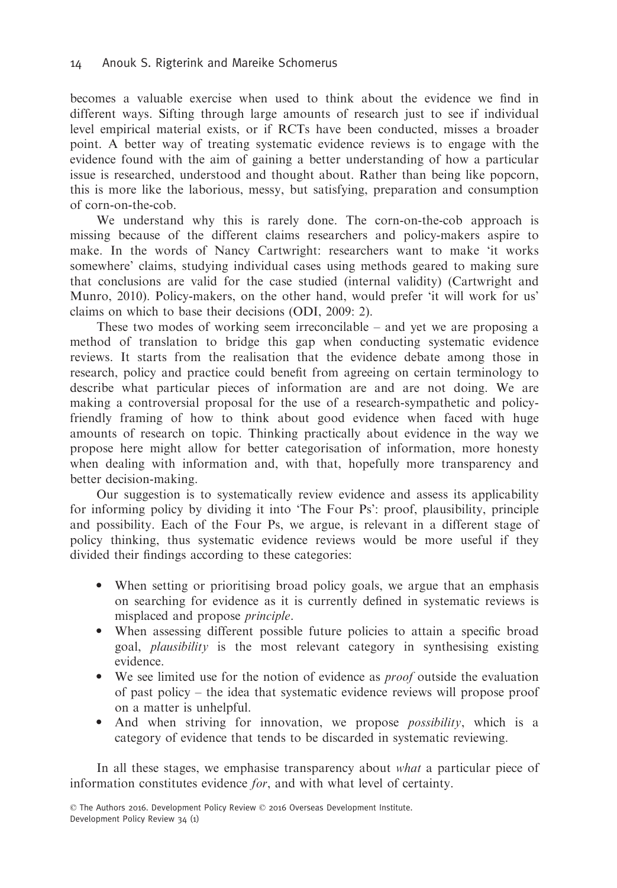becomes a valuable exercise when used to think about the evidence we find in different ways. Sifting through large amounts of research just to see if individual level empirical material exists, or if RCTs have been conducted, misses a broader point. A better way of treating systematic evidence reviews is to engage with the evidence found with the aim of gaining a better understanding of how a particular issue is researched, understood and thought about. Rather than being like popcorn, this is more like the laborious, messy, but satisfying, preparation and consumption of corn-on-the-cob.

We understand why this is rarely done. The corn-on-the-cob approach is missing because of the different claims researchers and policy-makers aspire to make. In the words of Nancy Cartwright: researchers want to make 'it works somewhere' claims, studying individual cases using methods geared to making sure that conclusions are valid for the case studied (internal validity) (Cartwright and Munro, 2010). Policy-makers, on the other hand, would prefer 'it will work for us' claims on which to base their decisions (ODI, 2009: 2).

These two modes of working seem irreconcilable – and yet we are proposing a method of translation to bridge this gap when conducting systematic evidence reviews. It starts from the realisation that the evidence debate among those in research, policy and practice could benefit from agreeing on certain terminology to describe what particular pieces of information are and are not doing. We are making a controversial proposal for the use of a research-sympathetic and policy-friendly framing of how to think about good evidence when faced with huge amounts of research on topic. Thinking practically about evidence in the way we propose here might allow for better categorisation of information, more honesty when dealing with information and, with that, hopefully more transparency and better decision-making.

Our suggestion is to systematically review evidence and assess its applicability for informing policy by dividing it into 'The Four Ps': proof, plausibility, principle and possibility. Each of the Four Ps, we argue, is relevant in a different stage of policy thinking, thus systematic evidence reviews would be more useful if they divided their findings according to these categories:

- When setting or prioritising broad policy goals, we argue that an emphasis on searching for evidence as it is currently defined in systematic reviews is misplaced and propose *principle*.
- When assessing different possible future policies to attain a specific broad goal, *plausibility* is the most relevant category in synthesising existing evidence.
- We see limited use for the notion of evidence as *proof* outside the evaluation of past policy – the idea that systematic evidence reviews will propose proof on a matter is unhelpful.
- And when striving for innovation, we propose *possibility*, which is a category of evidence that tends to be discarded in systematic reviewing.

In all these stages, we emphasise transparency about *what* a particular piece of information constitutes evidence *for*, and with what level of certainty.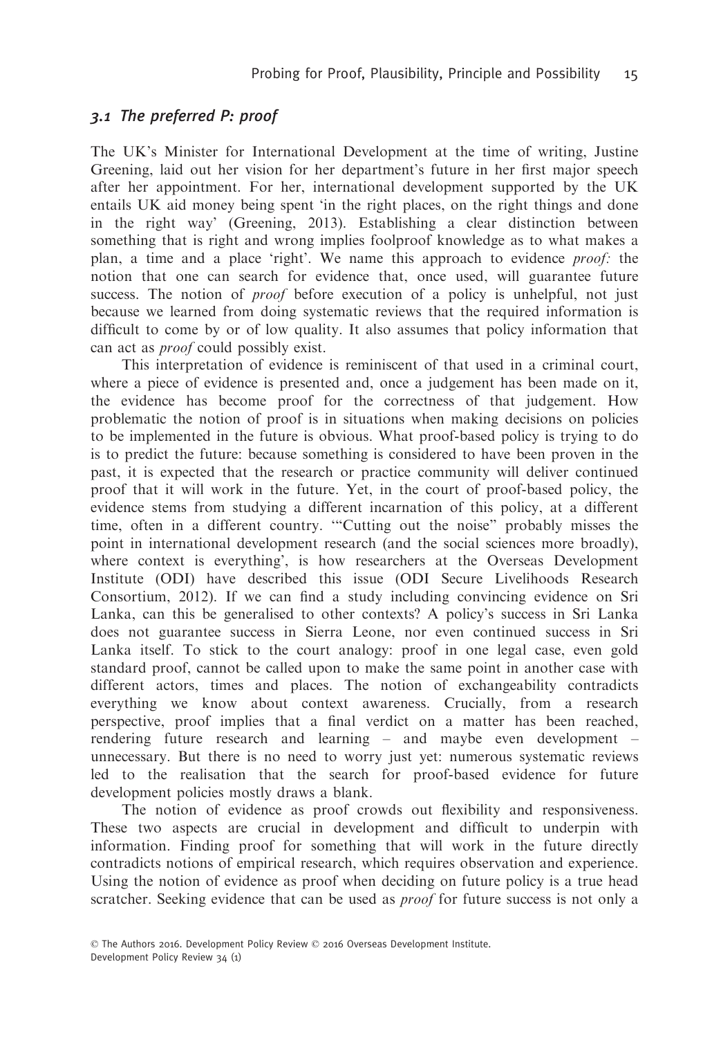### *3.1 The preferred P: proof*

The UK's Minister for International Development at the time of writing, Justine Greening, laid out her vision for her department's future in her first major speech after her appointment. For her, international development supported by the UK entails UK aid money being spent 'in the right places, on the right things and done in the right way' (Greening, 2013). Establishing a clear distinction between something that is right and wrong implies foolproof knowledge as to what makes a plan, a time and a place 'right'. We name this approach to evidence *proof:* the notion that one can search for evidence that, once used, will guarantee future success. The notion of *proof* before execution of a policy is unhelpful, not just because we learned from doing systematic reviews that the required information is difficult to come by or of low quality. It also assumes that policy information that can act as *proof* could possibly exist.

This interpretation of evidence is reminiscent of that used in a criminal court, where a piece of evidence is presented and, once a judgement has been made on it, the evidence has become proof for the correctness of that judgement. How problematic the notion of proof is in situations when making decisions on policies to be implemented in the future is obvious. What proof-based policy is trying to do is to predict the future: because something is considered to have been proven in the past, it is expected that the research or practice community will deliver continued proof that it will work in the future. Yet, in the court of proof-based policy, the evidence stems from studying a different incarnation of this policy, at a different time, often in a different country. '"Cutting out the noise" probably misses the point in international development research (and the social sciences more broadly), where context is everything', is how researchers at the Overseas Development Institute (ODI) have described this issue (ODI Secure Livelihoods Research Consortium, 2012). If we can find a study including convincing evidence on Sri Lanka, can this be generalised to other contexts? A policy's success in Sri Lanka does not guarantee success in Sierra Leone, nor even continued success in Sri Lanka itself. To stick to the court analogy: proof in one legal case, even gold standard proof, cannot be called upon to make the same point in another case with different actors, times and places. The notion of exchangeability contradicts everything we know about context awareness. Crucially, from a research perspective, proof implies that a final verdict on a matter has been reached, rendering future research and learning – and maybe even development – unnecessary. But there is no need to worry just yet: numerous systematic reviews led to the realisation that the search for proof-based evidence for future development policies mostly draws a blank.

The notion of evidence as proof crowds out flexibility and responsiveness. These two aspects are crucial in development and difficult to underpin with information. Finding proof for something that will work in the future directly contradicts notions of empirical research, which requires observation and experience. Using the notion of evidence as proof when deciding on future policy is a true head scratcher. Seeking evidence that can be used as *proof* for future success is not only a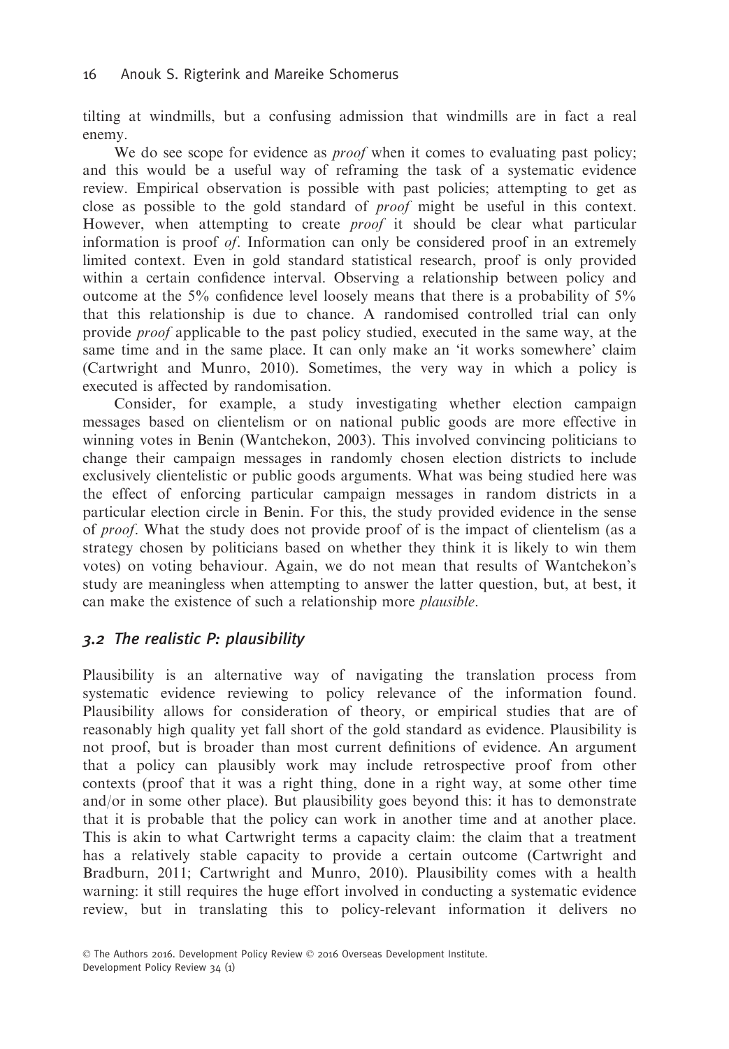tilting at windmills, but a confusing admission that windmills are in fact a real enemy.

We do see scope for evidence as *proof* when it comes to evaluating past policy; and this would be a useful way of reframing the task of a systematic evidence review. Empirical observation is possible with past policies; attempting to get as close as possible to the gold standard of *proof* might be useful in this context. However, when attempting to create *proof* it should be clear what particular information is proof *of*. Information can only be considered proof in an extremely limited context. Even in gold standard statistical research, proof is only provided within a certain confidence interval. Observing a relationship between policy and outcome at the 5% confidence level loosely means that there is a probability of 5% that this relationship is due to chance. A randomised controlled trial can only provide *proof* applicable to the past policy studied, executed in the same way, at the same time and in the same place. It can only make an 'it works somewhere' claim (Cartwright and Munro, 2010). Sometimes, the very way in which a policy is executed is affected by randomisation.

Consider, for example, a study investigating whether election campaign messages based on clientelism or on national public goods are more effective in winning votes in Benin (Wantchekon, 2003). This involved convincing politicians to change their campaign messages in randomly chosen election districts to include exclusively clientelistic or public goods arguments. What was being studied here was the effect of enforcing particular campaign messages in random districts in a particular election circle in Benin. For this, the study provided evidence in the sense of *proof*. What the study does not provide proof of is the impact of clientelism (as a strategy chosen by politicians based on whether they think it is likely to win them votes) on voting behaviour. Again, we do not mean that results of Wantchekon's study are meaningless when attempting to answer the latter question, but, at best, it can make the existence of such a relationship more *plausible*.

### *3.2 The realistic P: plausibility*

Plausibility is an alternative way of navigating the translation process from systematic evidence reviewing to policy relevance of the information found. Plausibility allows for consideration of theory, or empirical studies that are of reasonably high quality yet fall short of the gold standard as evidence. Plausibility is not proof, but is broader than most current definitions of evidence. An argument that a policy can plausibly work may include retrospective proof from other contexts (proof that it was a right thing, done in a right way, at some other time and/or in some other place). But plausibility goes beyond this: it has to demonstrate that it is probable that the policy can work in another time and at another place. This is akin to what Cartwright terms a capacity claim: the claim that a treatment has a relatively stable capacity to provide a certain outcome (Cartwright and Bradburn, 2011; Cartwright and Munro, 2010). Plausibility comes with a health warning: it still requires the huge effort involved in conducting a systematic evidence review, but in translating this to policy-relevant information it delivers no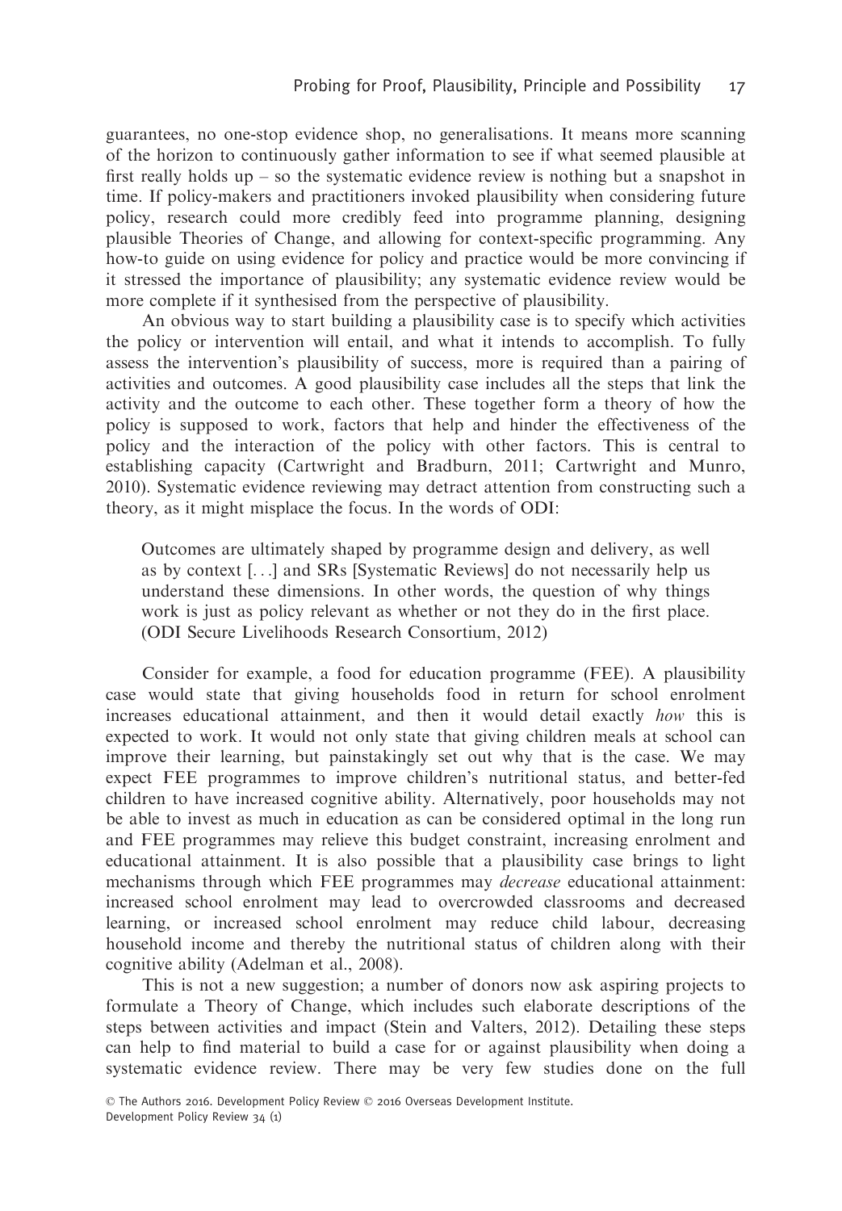guarantees, no one-stop evidence shop, no generalisations. It means more scanning of the horizon to continuously gather information to see if what seemed plausible at first really holds up – so the systematic evidence review is nothing but a snapshot in time. If policy-makers and practitioners invoked plausibility when considering future policy, research could more credibly feed into programme planning, designing plausible Theories of Change, and allowing for context-specific programming. Any how-to guide on using evidence for policy and practice would be more convincing if it stressed the importance of plausibility; any systematic evidence review would be more complete if it synthesised from the perspective of plausibility.

An obvious way to start building a plausibility case is to specify which activities the policy or intervention will entail, and what it intends to accomplish. To fully assess the intervention's plausibility of success, more is required than a pairing of activities and outcomes. A good plausibility case includes all the steps that link the activity and the outcome to each other. These together form a theory of how the policy is supposed to work, factors that help and hinder the effectiveness of the policy and the interaction of the policy with other factors. This is central to establishing capacity (Cartwright and Bradburn, 2011; Cartwright and Munro, 2010). Systematic evidence reviewing may detract attention from constructing such a theory, as it might misplace the focus. In the words of ODI:

> Outcomes are ultimately shaped by programme design and delivery, as well as by context [...] and SRs [Systematic Reviews] do not necessarily help us understand these dimensions. In other words, the question of why things work is just as policy relevant as whether or not they do in the first place. (ODI Secure Livelihoods Research Consortium, 2012)

Consider for example, a food for education programme (FEE). A plausibility case would state that giving households food in return for school enrolment increases educational attainment, and then it would detail exactly *how* this is expected to work. It would not only state that giving children meals at school can improve their learning, but painstakingly set out why that is the case. We may expect FEE programmes to improve children's nutritional status, and better-fed children to have increased cognitive ability. Alternatively, poor households may not be able to invest as much in education as can be considered optimal in the long run and FEE programmes may relieve this budget constraint, increasing enrolment and educational attainment. It is also possible that a plausibility case brings to light mechanisms through which FEE programmes may *decrease* educational attainment: increased school enrolment may lead to overcrowded classrooms and decreased learning, or increased school enrolment may reduce child labour, decreasing household income and thereby the nutritional status of children along with their cognitive ability (Adelman et al., 2008).

This is not a new suggestion; a number of donors now ask aspiring projects to formulate a Theory of Change, which includes such elaborate descriptions of the steps between activities and impact (Stein and Valters, 2012). Detailing these steps can help to find material to build a case for or against plausibility when doing a systematic evidence review. There may be very few studies done on the full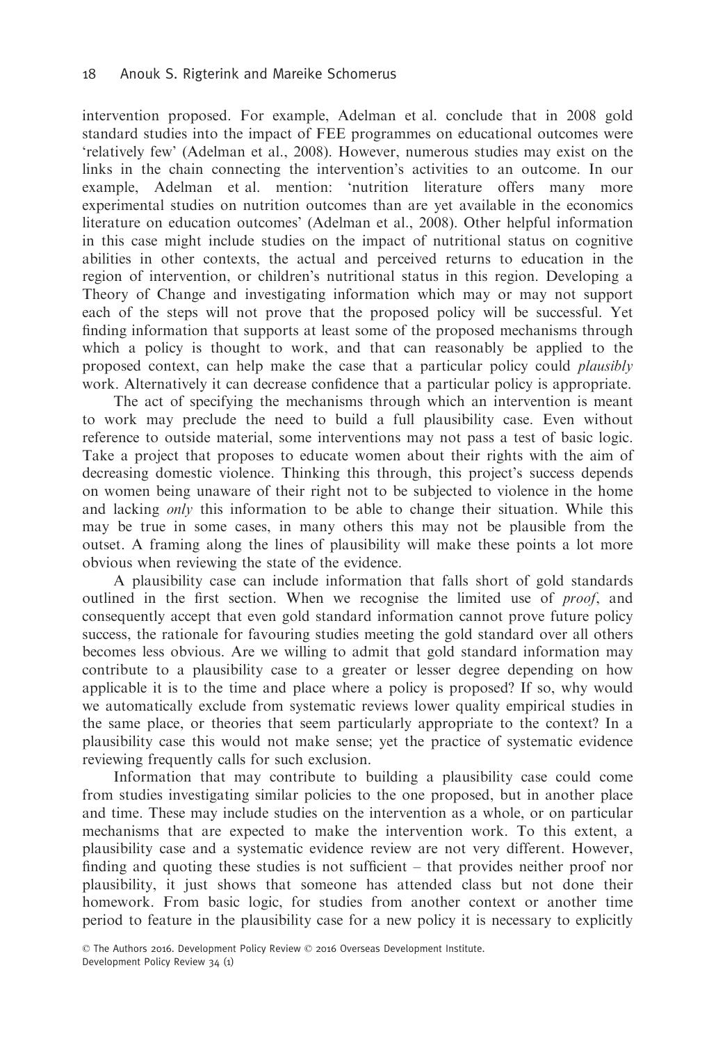intervention proposed. For example, Adelman et al. conclude that in 2008 gold standard studies into the impact of FEE programmes on educational outcomes were 'relatively few' (Adelman et al., 2008). However, numerous studies may exist on the links in the chain connecting the intervention's activities to an outcome. In our example, Adelman et al. mention: 'nutrition literature offers many more experimental studies on nutrition outcomes than are yet available in the economics literature on education outcomes' (Adelman et al., 2008). Other helpful information in this case might include studies on the impact of nutritional status on cognitive abilities in other contexts, the actual and perceived returns to education in the region of intervention, or children's nutritional status in this region. Developing a Theory of Change and investigating information which may or may not support each of the steps will not prove that the proposed policy will be successful. Yet finding information that supports at least some of the proposed mechanisms through which a policy is thought to work, and that can reasonably be applied to the proposed context, can help make the case that a particular policy could *plausibly* work. Alternatively it can decrease confidence that a particular policy is appropriate.

The act of specifying the mechanisms through which an intervention is meant to work may preclude the need to build a full plausibility case. Even without reference to outside material, some interventions may not pass a test of basic logic. Take a project that proposes to educate women about their rights with the aim of decreasing domestic violence. Thinking this through, this project's success depends on women being unaware of their right not to be subjected to violence in the home and lacking *only* this information to be able to change their situation. While this may be true in some cases, in many others this may not be plausible from the outset. A framing along the lines of plausibility will make these points a lot more obvious when reviewing the state of the evidence.

A plausibility case can include information that falls short of gold standards outlined in the first section. When we recognise the limited use of *proof*, and consequently accept that even gold standard information cannot prove future policy success, the rationale for favouring studies meeting the gold standard over all others becomes less obvious. Are we willing to admit that gold standard information may contribute to a plausibility case to a greater or lesser degree depending on how applicable it is to the time and place where a policy is proposed? If so, why would we automatically exclude from systematic reviews lower quality empirical studies in the same place, or theories that seem particularly appropriate to the context? In a plausibility case this would not make sense; yet the practice of systematic evidence reviewing frequently calls for such exclusion.

Information that may contribute to building a plausibility case could come from studies investigating similar policies to the one proposed, but in another place and time. These may include studies on the intervention as a whole, or on particular mechanisms that are expected to make the intervention work. To this extent, a plausibility case and a systematic evidence review are not very different. However, finding and quoting these studies is not sufficient – that provides neither proof nor plausibility, it just shows that someone has attended class but not done their homework. From basic logic, for studies from another context or another time period to feature in the plausibility case for a new policy it is necessary to explicitly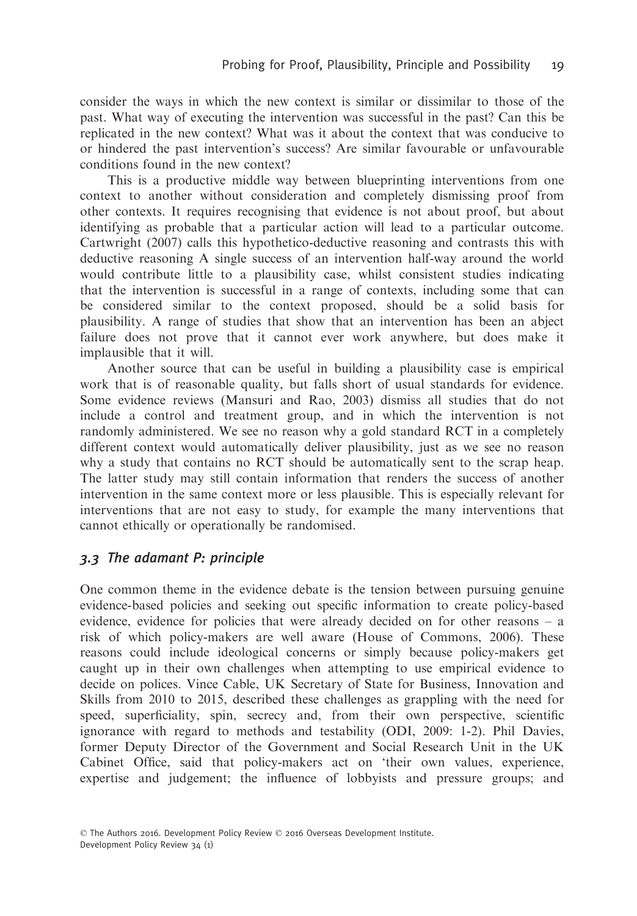consider the ways in which the new context is similar or dissimilar to those of the past. What way of executing the intervention was successful in the past? Can this be replicated in the new context? What was it about the context that was conducive to or hindered the past intervention's success? Are similar favourable or unfavourable conditions found in the new context?

This is a productive middle way between blueprinting interventions from one context to another without consideration and completely dismissing proof from other contexts. It requires recognising that evidence is not about proof, but about identifying as probable that a particular action will lead to a particular outcome. Cartwright (2007) calls this hypothetico-deductive reasoning and contrasts this with deductive reasoning A single success of an intervention half-way around the world would contribute little to a plausibility case, whilst consistent studies indicating that the intervention is successful in a range of contexts, including some that can be considered similar to the context proposed, should be a solid basis for plausibility. A range of studies that show that an intervention has been an abject failure does not prove that it cannot ever work anywhere, but does make it implausible that it will.

Another source that can be useful in building a plausibility case is empirical work that is of reasonable quality, but falls short of usual standards for evidence. Some evidence reviews (Mansuri and Rao, 2003) dismiss all studies that do not include a control and treatment group, and in which the intervention is not randomly administered. We see no reason why a gold standard RCT in a completely different context would automatically deliver plausibility, just as we see no reason why a study that contains no RCT should be automatically sent to the scrap heap. The latter study may still contain information that renders the success of another intervention in the same context more or less plausible. This is especially relevant for interventions that are not easy to study, for example the many interventions that cannot ethically or operationally be randomised.

### *3.3 The adamant P: principle*

One common theme in the evidence debate is the tension between pursuing genuine evidence-based policies and seeking out specific information to create policy-based evidence, evidence for policies that were already decided on for other reasons – a risk of which policy-makers are well aware (House of Commons, 2006). These reasons could include ideological concerns or simply because policy-makers get caught up in their own challenges when attempting to use empirical evidence to decide on polices. Vince Cable, UK Secretary of State for Business, Innovation and Skills from 2010 to 2015, described these challenges as grappling with the need for speed, superficiality, spin, secrecy and, from their own perspective, scientific ignorance with regard to methods and testability (ODI, 2009: 1-2). Phil Davies, former Deputy Director of the Government and Social Research Unit in the UK Cabinet Office, said that policy-makers act on 'their own values, experience, expertise and judgement; the influence of lobbyists and pressure groups; and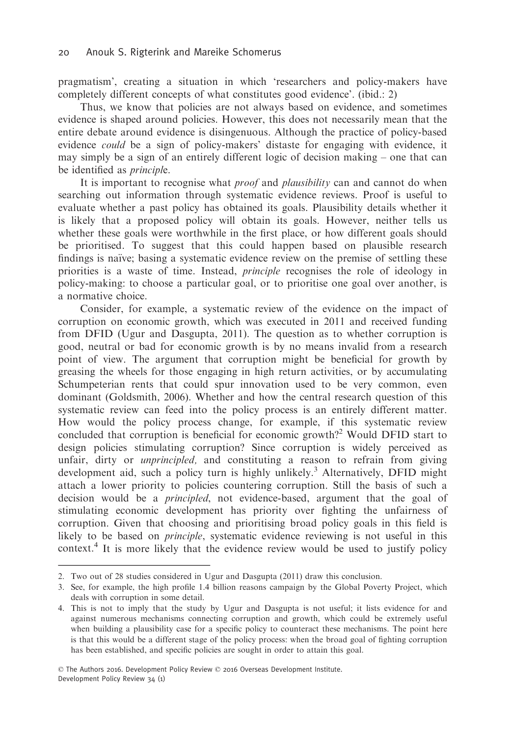pragmatism', creating a situation in which 'researchers and policy-makers have completely different concepts of what constitutes good evidence'. (ibid.: 2)

Thus, we know that policies are not always based on evidence, and sometimes evidence is shaped around policies. However, this does not necessarily mean that the entire debate around evidence is disingenuous. Although the practice of policy-based evidence *could* be a sign of policy-makers' distaste for engaging with evidence, it may simply be a sign of an entirely different logic of decision making – one that can be identified as *principl*e.

It is important to recognise what *proof* and *plausibility* can and cannot do when searching out information through systematic evidence reviews. Proof is useful to evaluate whether a past policy has obtained its goals. Plausibility details whether it is likely that a proposed policy will obtain its goals. However, neither tells us whether these goals were worthwhile in the first place, or how different goals should be prioritised. To suggest that this could happen based on plausible research findings is naïve; basing a systematic evidence review on the premise of settling these priorities is a waste of time. Instead, *principle* recognises the role of ideology in policy-making: to choose a particular goal, or to prioritise one goal over another, is a normative choice.

Consider, for example, a systematic review of the evidence on the impact of corruption on economic growth, which was executed in 2011 and received funding from DFID (Ugur and Dasgupta, 2011). The question as to whether corruption is good, neutral or bad for economic growth is by no means invalid from a research point of view. The argument that corruption might be beneficial for growth by greasing the wheels for those engaging in high return activities, or by accumulating Schumpeterian rents that could spur innovation used to be very common, even dominant (Goldsmith, 2006). Whether and how the central research question of this systematic review can feed into the policy process is an entirely different matter. How would the policy process change, for example, if this systematic review concluded that corruption is beneficial for economic growth?[2] Would DFID start to design policies stimulating corruption? Since corruption is widely perceived as unfair, dirty or *unprincipled,* and constituting a reason to refrain from giving development aid, such a policy turn is highly unlikely.[3] Alternatively, DFID might attach a lower priority to policies countering corruption. Still the basis of such a decision would be a *principled*, not evidence-based, argument that the goal of stimulating economic development has priority over fighting the unfairness of corruption. Given that choosing and prioritising broad policy goals in this field is likely to be based on *principle*, systematic evidence reviewing is not useful in this context.[4] It is more likely that the evidence review would be used to justify policy

---

2. Two out of 28 studies considered in Ugur and Dasgupta (2011) draw this conclusion.
3. See, for example, the high profile 1.4 billion reasons campaign by the Global Poverty Project, which deals with corruption in some detail.
4. This is not to imply that the study by Ugur and Dasgupta is not useful; it lists evidence for and against numerous mechanisms connecting corruption and growth, which could be extremely useful when building a plausibility case for a specific policy to counteract these mechanisms. The point here is that this would be a different stage of the policy process: when the broad goal of fighting corruption has been established, and specific policies are sought in order to attain this goal.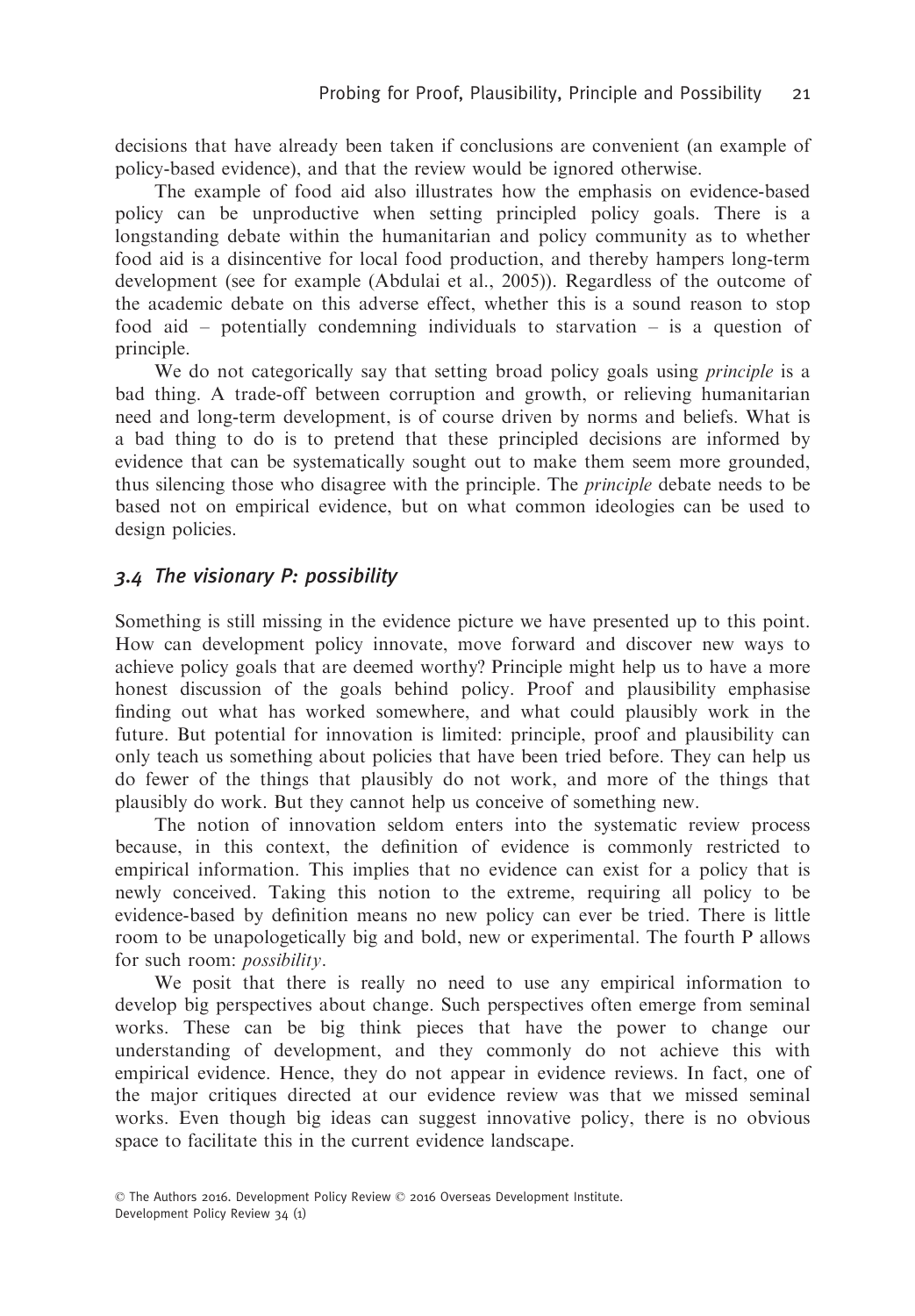decisions that have already been taken if conclusions are convenient (an example of policy-based evidence), and that the review would be ignored otherwise.

The example of food aid also illustrates how the emphasis on evidence-based policy can be unproductive when setting principled policy goals. There is a longstanding debate within the humanitarian and policy community as to whether food aid is a disincentive for local food production, and thereby hampers long-term development (see for example (Abdulai et al., 2005)). Regardless of the outcome of the academic debate on this adverse effect, whether this is a sound reason to stop food aid – potentially condemning individuals to starvation – is a question of principle.

We do not categorically say that setting broad policy goals using *principle* is a bad thing. A trade-off between corruption and growth, or relieving humanitarian need and long-term development, is of course driven by norms and beliefs. What is a bad thing to do is to pretend that these principled decisions are informed by evidence that can be systematically sought out to make them seem more grounded, thus silencing those who disagree with the principle. The *principle* debate needs to be based not on empirical evidence, but on what common ideologies can be used to design policies.

### *3.4 The visionary P: possibility*

Something is still missing in the evidence picture we have presented up to this point. How can development policy innovate, move forward and discover new ways to achieve policy goals that are deemed worthy? Principle might help us to have a more honest discussion of the goals behind policy. Proof and plausibility emphasise finding out what has worked somewhere, and what could plausibly work in the future. But potential for innovation is limited: principle, proof and plausibility can only teach us something about policies that have been tried before. They can help us do fewer of the things that plausibly do not work, and more of the things that plausibly do work. But they cannot help us conceive of something new.

The notion of innovation seldom enters into the systematic review process because, in this context, the definition of evidence is commonly restricted to empirical information. This implies that no evidence can exist for a policy that is newly conceived. Taking this notion to the extreme, requiring all policy to be evidence-based by definition means no new policy can ever be tried. There is little room to be unapologetically big and bold, new or experimental. The fourth P allows for such room: *possibility*.

We posit that there is really no need to use any empirical information to develop big perspectives about change. Such perspectives often emerge from seminal works. These can be big think pieces that have the power to change our understanding of development, and they commonly do not achieve this with empirical evidence. Hence, they do not appear in evidence reviews. In fact, one of the major critiques directed at our evidence review was that we missed seminal works. Even though big ideas can suggest innovative policy, there is no obvious space to facilitate this in the current evidence landscape.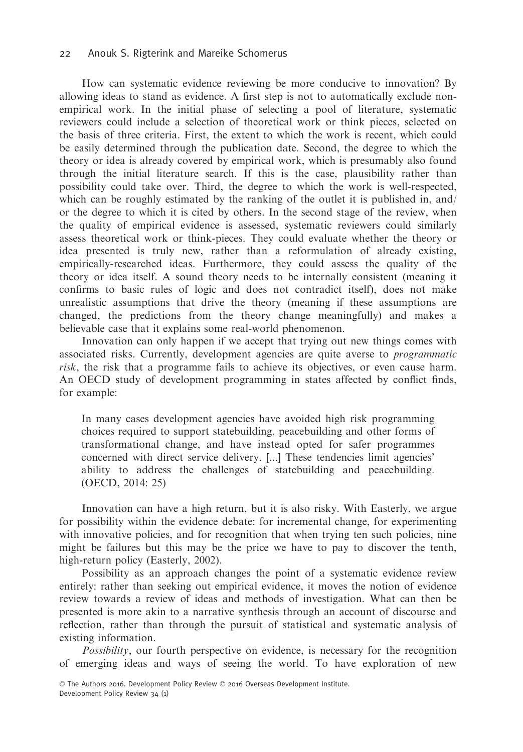How can systematic evidence reviewing be more conducive to innovation? By allowing ideas to stand as evidence. A first step is not to automatically exclude non-empirical work. In the initial phase of selecting a pool of literature, systematic reviewers could include a selection of theoretical work or think pieces, selected on the basis of three criteria. First, the extent to which the work is recent, which could be easily determined through the publication date. Second, the degree to which the theory or idea is already covered by empirical work, which is presumably also found through the initial literature search. If this is the case, plausibility rather than possibility could take over. Third, the degree to which the work is well-respected, which can be roughly estimated by the ranking of the outlet it is published in, and/or the degree to which it is cited by others. In the second stage of the review, when the quality of empirical evidence is assessed, systematic reviewers could similarly assess theoretical work or think-pieces. They could evaluate whether the theory or idea presented is truly new, rather than a reformulation of already existing, empirically-researched ideas. Furthermore, they could assess the quality of the theory or idea itself. A sound theory needs to be internally consistent (meaning it confirms to basic rules of logic and does not contradict itself), does not make unrealistic assumptions that drive the theory (meaning if these assumptions are changed, the predictions from the theory change meaningfully) and makes a believable case that it explains some real-world phenomenon.

Innovation can only happen if we accept that trying out new things comes with associated risks. Currently, development agencies are quite averse to *programmatic risk*, the risk that a programme fails to achieve its objectives, or even cause harm. An OECD study of development programming in states affected by conflict finds, for example:

> In many cases development agencies have avoided high risk programming choices required to support statebuilding, peacebuilding and other forms of transformational change, and have instead opted for safer programmes concerned with direct service delivery. [...] These tendencies limit agencies' ability to address the challenges of statebuilding and peacebuilding. (OECD, 2014: 25)

Innovation can have a high return, but it is also risky. With Easterly, we argue for possibility within the evidence debate: for incremental change, for experimenting with innovative policies, and for recognition that when trying ten such policies, nine might be failures but this may be the price we have to pay to discover the tenth, high-return policy (Easterly, 2002).

Possibility as an approach changes the point of a systematic evidence review entirely: rather than seeking out empirical evidence, it moves the notion of evidence review towards a review of ideas and methods of investigation. What can then be presented is more akin to a narrative synthesis through an account of discourse and reflection, rather than through the pursuit of statistical and systematic analysis of existing information.

*Possibility*, our fourth perspective on evidence, is necessary for the recognition of emerging ideas and ways of seeing the world. To have exploration of new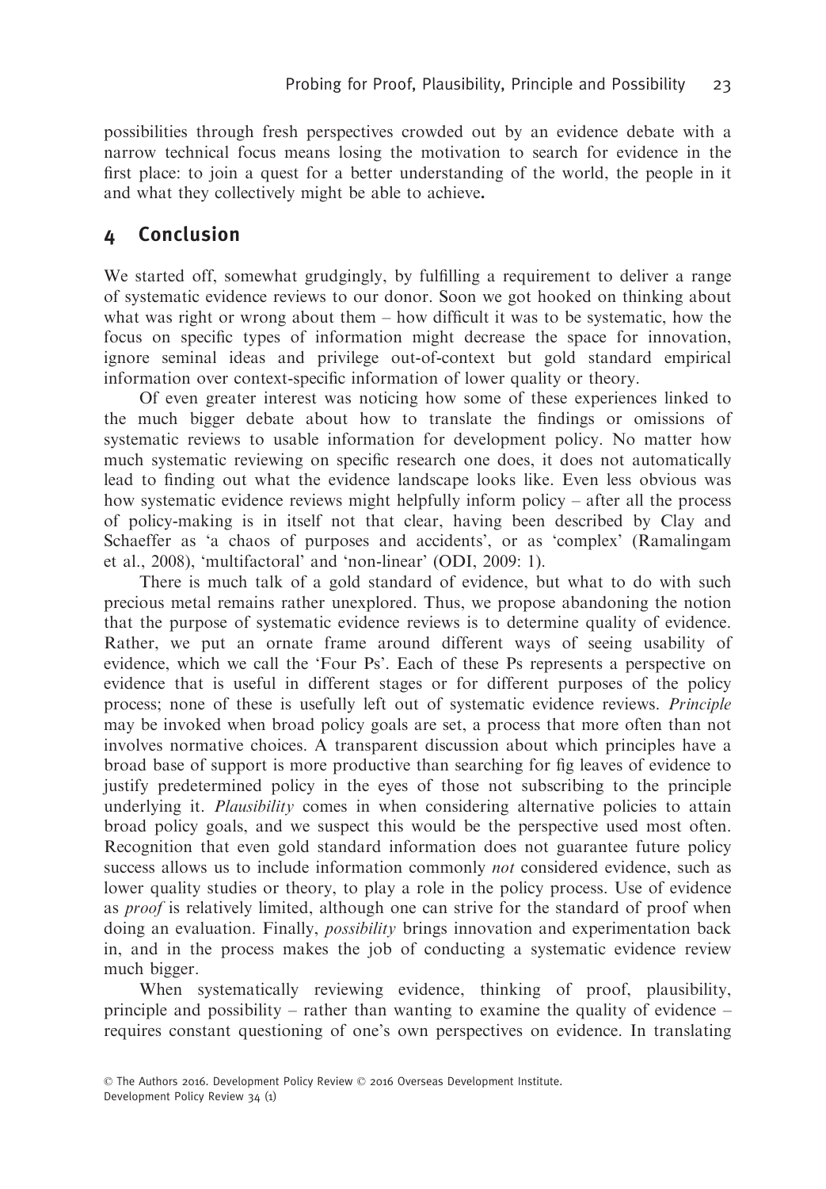possibilities through fresh perspectives crowded out by an evidence debate with a narrow technical focus means losing the motivation to search for evidence in the first place: to join a quest for a better understanding of the world, the people in it and what they collectively might be able to achieve.

## 4 Conclusion

We started off, somewhat grudgingly, by fulfilling a requirement to deliver a range of systematic evidence reviews to our donor. Soon we got hooked on thinking about what was right or wrong about them – how difficult it was to be systematic, how the focus on specific types of information might decrease the space for innovation, ignore seminal ideas and privilege out-of-context but gold standard empirical information over context-specific information of lower quality or theory.

Of even greater interest was noticing how some of these experiences linked to the much bigger debate about how to translate the findings or omissions of systematic reviews to usable information for development policy. No matter how much systematic reviewing on specific research one does, it does not automatically lead to finding out what the evidence landscape looks like. Even less obvious was how systematic evidence reviews might helpfully inform policy – after all the process of policy-making is in itself not that clear, having been described by Clay and Schaeffer as 'a chaos of purposes and accidents', or as 'complex' (Ramalingam et al., 2008), 'multifactoral' and 'non-linear' (ODI, 2009: 1).

There is much talk of a gold standard of evidence, but what to do with such precious metal remains rather unexplored. Thus, we propose abandoning the notion that the purpose of systematic evidence reviews is to determine quality of evidence. Rather, we put an ornate frame around different ways of seeing usability of evidence, which we call the 'Four Ps'. Each of these Ps represents a perspective on evidence that is useful in different stages or for different purposes of the policy process; none of these is usefully left out of systematic evidence reviews. *Principle* may be invoked when broad policy goals are set, a process that more often than not involves normative choices. A transparent discussion about which principles have a broad base of support is more productive than searching for fig leaves of evidence to justify predetermined policy in the eyes of those not subscribing to the principle underlying it. *Plausibility* comes in when considering alternative policies to attain broad policy goals, and we suspect this would be the perspective used most often. Recognition that even gold standard information does not guarantee future policy success allows us to include information commonly *not* considered evidence, such as lower quality studies or theory, to play a role in the policy process. Use of evidence as *proof* is relatively limited, although one can strive for the standard of proof when doing an evaluation. Finally, *possibility* brings innovation and experimentation back in, and in the process makes the job of conducting a systematic evidence review much bigger.

When systematically reviewing evidence, thinking of proof, plausibility, principle and possibility – rather than wanting to examine the quality of evidence – requires constant questioning of one's own perspectives on evidence. In translating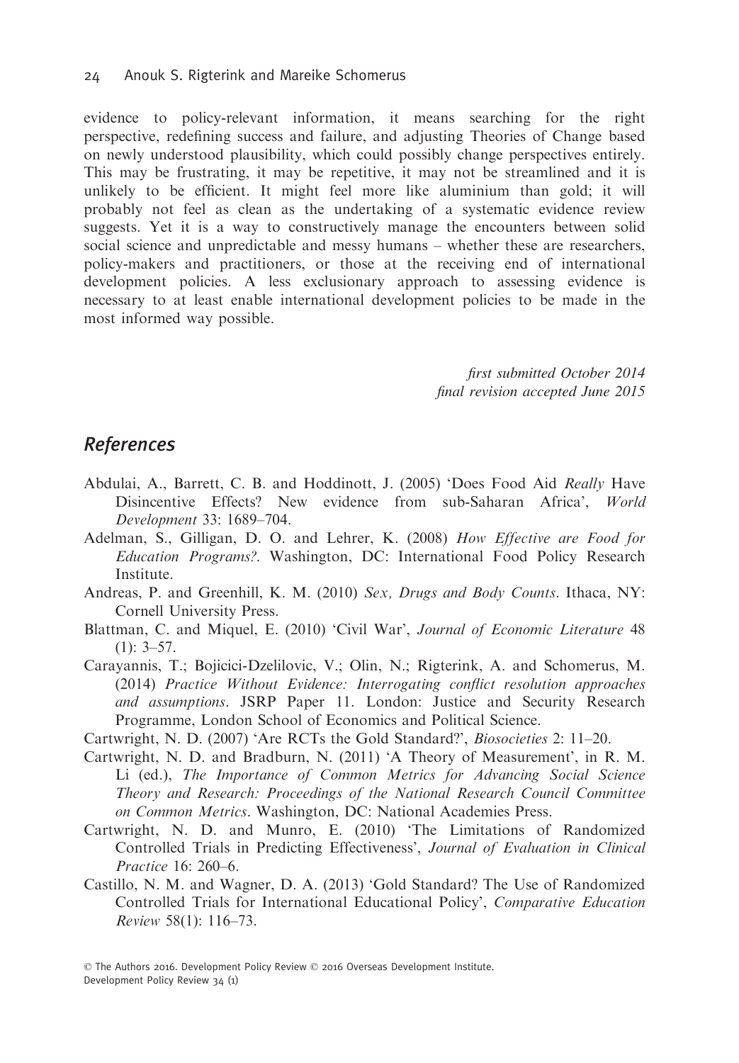evidence to policy-relevant information, it means searching for the right perspective, redefining success and failure, and adjusting Theories of Change based on newly understood plausibility, which could possibly change perspectives entirely. This may be frustrating, it may be repetitive, it may not be streamlined and it is unlikely to be efficient. It might feel more like aluminium than gold; it will probably not feel as clean as the undertaking of a systematic evidence review suggests. Yet it is a way to constructively manage the encounters between solid social science and unpredictable and messy humans – whether these are researchers, policy-makers and practitioners, or those at the receiving end of international development policies. A less exclusionary approach to assessing evidence is necessary to at least enable international development policies to be made in the most informed way possible.

*first submitted October 2014*
*final revision accepted June 2015*

## References

Abdulai, A., Barrett, C. B. and Hoddinott, J. (2005) 'Does Food Aid *Really* Have Disincentive Effects? New evidence from sub-Saharan Africa', *World Development* 33: 1689–704.

Adelman, S., Gilligan, D. O. and Lehrer, K. (2008) *How Effective are Food for Education Programs?*. Washington, DC: International Food Policy Research Institute.

Andreas, P. and Greenhill, K. M. (2010) *Sex, Drugs and Body Counts*. Ithaca, NY: Cornell University Press.

Blattman, C. and Miquel, E. (2010) 'Civil War', *Journal of Economic Literature* 48 (1): 3–57.

Carayannis, T.; Bojicici-Dzelilovic, V.; Olin, N.; Rigterink, A. and Schomerus, M. (2014) *Practice Without Evidence: Interrogating conflict resolution approaches and assumptions*. JSRP Paper 11. London: Justice and Security Research Programme, London School of Economics and Political Science.

Cartwright, N. D. (2007) 'Are RCTs the Gold Standard?', *Biosocieties* 2: 11–20.

Cartwright, N. D. and Bradburn, N. (2011) 'A Theory of Measurement', in R. M. Li (ed.), *The Importance of Common Metrics for Advancing Social Science Theory and Research: Proceedings of the National Research Council Committee on Common Metrics*. Washington, DC: National Academies Press.

Cartwright, N. D. and Munro, E. (2010) 'The Limitations of Randomized Controlled Trials in Predicting Effectiveness', *Journal of Evaluation in Clinical Practice* 16: 260–6.

Castillo, N. M. and Wagner, D. A. (2013) 'Gold Standard? The Use of Randomized Controlled Trials for International Educational Policy', *Comparative Education Review* 58(1): 116–73.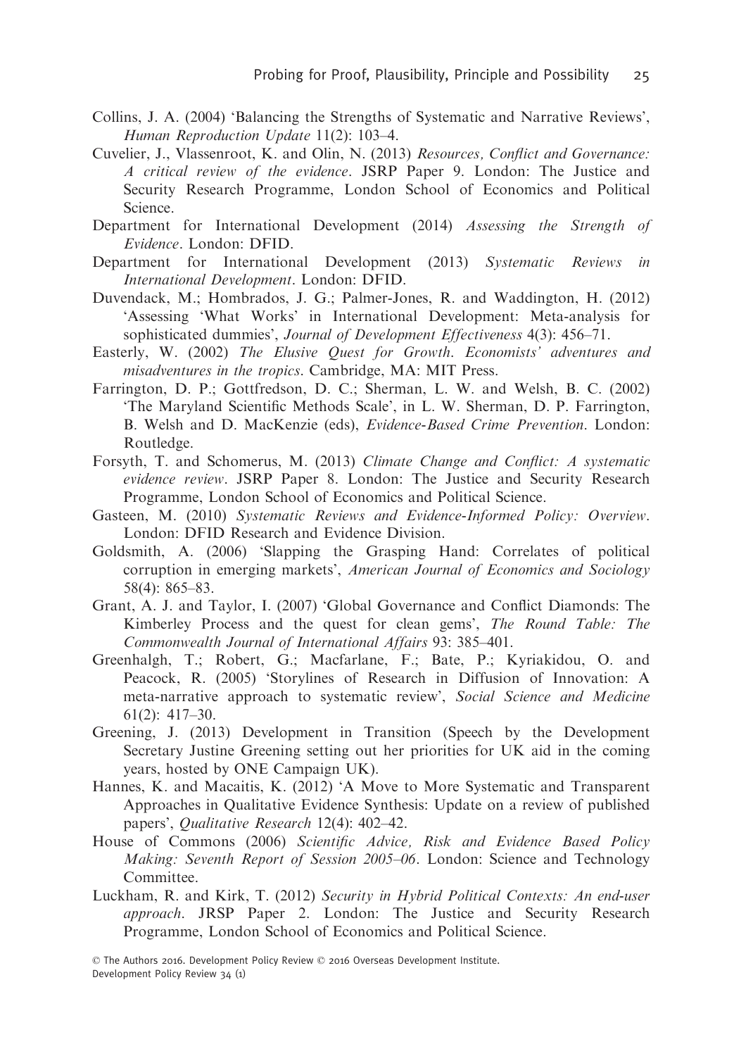Collins, J. A. (2004) 'Balancing the Strengths of Systematic and Narrative Reviews', *Human Reproduction Update* 11(2): 103–4.

Cuvelier, J., Vlassenroot, K. and Olin, N. (2013) *Resources, Conflict and Governance: A critical review of the evidence*. JSRP Paper 9. London: The Justice and Security Research Programme, London School of Economics and Political Science.

Department for International Development (2014) *Assessing the Strength of Evidence*. London: DFID.

Department for International Development (2013) *Systematic Reviews in International Development*. London: DFID.

Duvendack, M.; Hombrados, J. G.; Palmer-Jones, R. and Waddington, H. (2012) 'Assessing 'What Works' in International Development: Meta-analysis for sophisticated dummies', *Journal of Development Effectiveness* 4(3): 456–71.

Easterly, W. (2002) *The Elusive Quest for Growth. Economists' adventures and misadventures in the tropics*. Cambridge, MA: MIT Press.

Farrington, D. P.; Gottfredson, D. C.; Sherman, L. W. and Welsh, B. C. (2002) 'The Maryland Scientific Methods Scale', in L. W. Sherman, D. P. Farrington, B. Welsh and D. MacKenzie (eds), *Evidence-Based Crime Prevention*. London: Routledge.

Forsyth, T. and Schomerus, M. (2013) *Climate Change and Conflict: A systematic evidence review*. JSRP Paper 8. London: The Justice and Security Research Programme, London School of Economics and Political Science.

Gasteen, M. (2010) *Systematic Reviews and Evidence-Informed Policy: Overview*. London: DFID Research and Evidence Division.

Goldsmith, A. (2006) 'Slapping the Grasping Hand: Correlates of political corruption in emerging markets', *American Journal of Economics and Sociology* 58(4): 865–83.

Grant, A. J. and Taylor, I. (2007) 'Global Governance and Conflict Diamonds: The Kimberley Process and the quest for clean gems', *The Round Table: The Commonwealth Journal of International Affairs* 93: 385–401.

Greenhalgh, T.; Robert, G.; Macfarlane, F.; Bate, P.; Kyriakidou, O. and Peacock, R. (2005) 'Storylines of Research in Diffusion of Innovation: A meta-narrative approach to systematic review', *Social Science and Medicine* 61(2): 417–30.

Greening, J. (2013) Development in Transition (Speech by the Development Secretary Justine Greening setting out her priorities for UK aid in the coming years, hosted by ONE Campaign UK).

Hannes, K. and Macaitis, K. (2012) 'A Move to More Systematic and Transparent Approaches in Qualitative Evidence Synthesis: Update on a review of published papers', *Qualitative Research* 12(4): 402–42.

House of Commons (2006) *Scientific Advice, Risk and Evidence Based Policy Making: Seventh Report of Session 2005–06*. London: Science and Technology Committee.

Luckham, R. and Kirk, T. (2012) *Security in Hybrid Political Contexts: An end-user approach*. JRSP Paper 2. London: The Justice and Security Research Programme, London School of Economics and Political Science.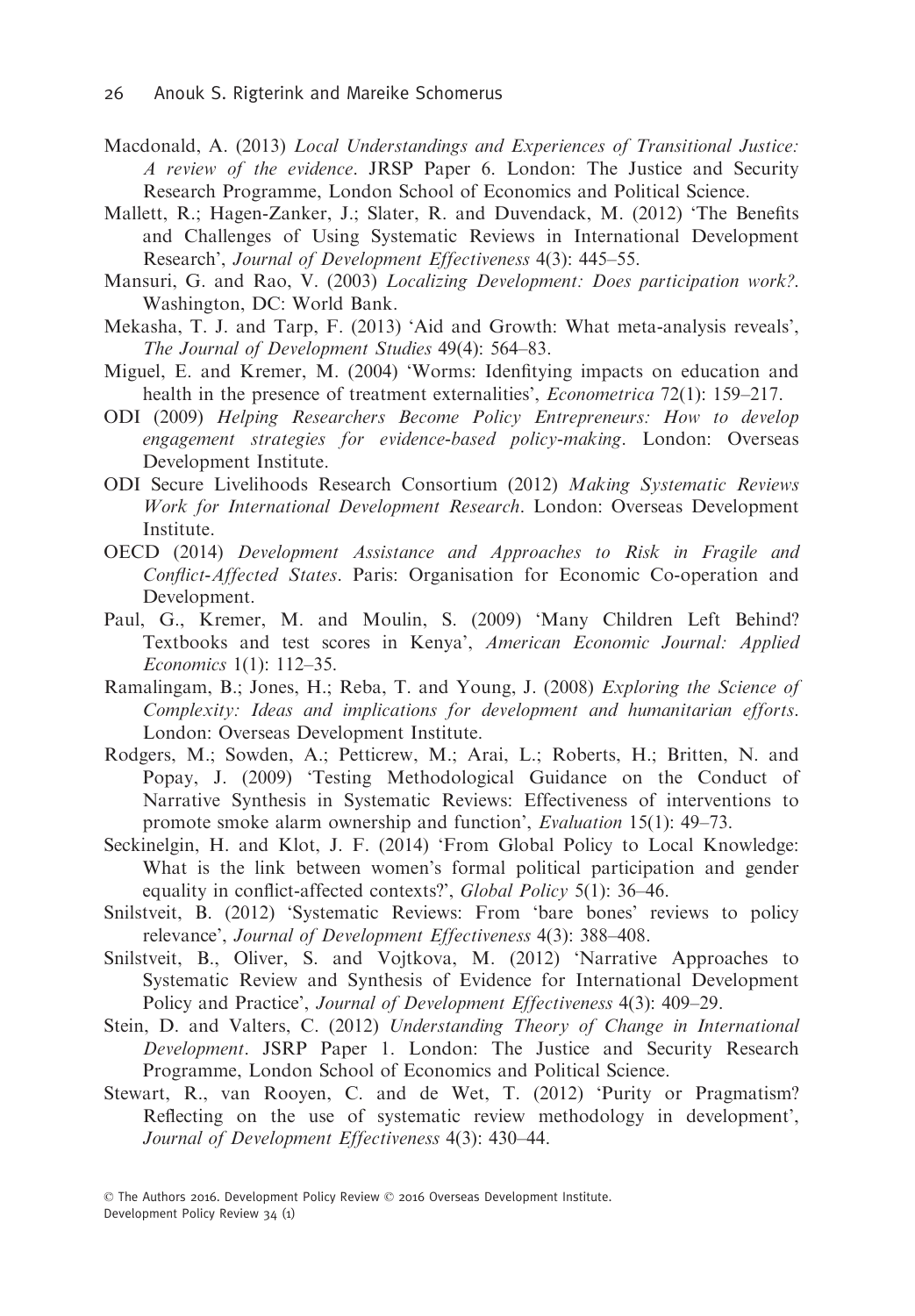Macdonald, A. (2013) *Local Understandings and Experiences of Transitional Justice: A review of the evidence*. JRSP Paper 6. London: The Justice and Security Research Programme, London School of Economics and Political Science.

Mallett, R.; Hagen-Zanker, J.; Slater, R. and Duvendack, M. (2012) 'The Benefits and Challenges of Using Systematic Reviews in International Development Research', *Journal of Development Effectiveness* 4(3): 445–55.

Mansuri, G. and Rao, V. (2003) *Localizing Development: Does participation work?*. Washington, DC: World Bank.

Mekasha, T. J. and Tarp, F. (2013) 'Aid and Growth: What meta-analysis reveals', *The Journal of Development Studies* 49(4): 564–83.

Miguel, E. and Kremer, M. (2004) 'Worms: Idenftiying impacts on education and health in the presence of treatment externalities', *Econometrica* 72(1): 159–217.

ODI (2009) *Helping Researchers Become Policy Entrepreneurs: How to develop engagement strategies for evidence-based policy-making*. London: Overseas Development Institute.

ODI Secure Livelihoods Research Consortium (2012) *Making Systematic Reviews Work for International Development Research*. London: Overseas Development Institute.

OECD (2014) *Development Assistance and Approaches to Risk in Fragile and Conflict-Affected States*. Paris: Organisation for Economic Co-operation and Development.

Paul, G., Kremer, M. and Moulin, S. (2009) 'Many Children Left Behind? Textbooks and test scores in Kenya', *American Economic Journal: Applied Economics* 1(1): 112–35.

Ramalingam, B.; Jones, H.; Reba, T. and Young, J. (2008) *Exploring the Science of Complexity: Ideas and implications for development and humanitarian efforts*. London: Overseas Development Institute.

Rodgers, M.; Sowden, A.; Petticrew, M.; Arai, L.; Roberts, H.; Britten, N. and Popay, J. (2009) 'Testing Methodological Guidance on the Conduct of Narrative Synthesis in Systematic Reviews: Effectiveness of interventions to promote smoke alarm ownership and function', *Evaluation* 15(1): 49–73.

Seckinelgin, H. and Klot, J. F. (2014) 'From Global Policy to Local Knowledge: What is the link between women's formal political participation and gender equality in conflict-affected contexts?', *Global Policy* 5(1): 36–46.

Snilstveit, B. (2012) 'Systematic Reviews: From 'bare bones' reviews to policy relevance', *Journal of Development Effectiveness* 4(3): 388–408.

Snilstveit, B., Oliver, S. and Vojtkova, M. (2012) 'Narrative Approaches to Systematic Review and Synthesis of Evidence for International Development Policy and Practice', *Journal of Development Effectiveness* 4(3): 409–29.

Stein, D. and Valters, C. (2012) *Understanding Theory of Change in International Development*. JSRP Paper 1. London: The Justice and Security Research Programme, London School of Economics and Political Science.

Stewart, R., van Rooyen, C. and de Wet, T. (2012) 'Purity or Pragmatism? Reflecting on the use of systematic review methodology in development', *Journal of Development Effectiveness* 4(3): 430–44.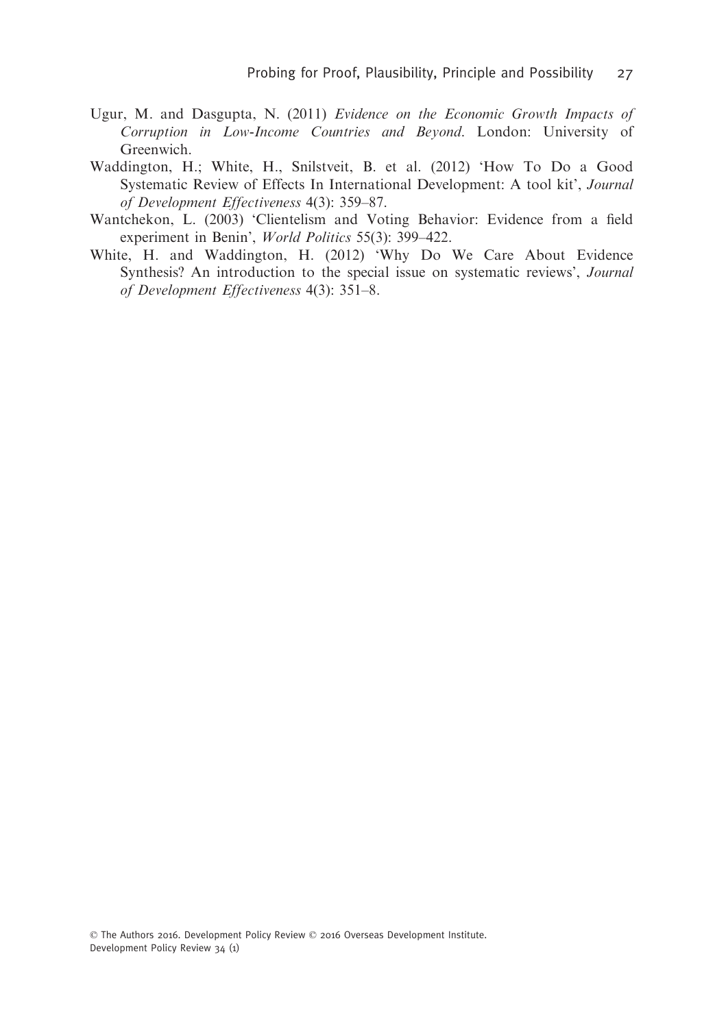Ugur, M. and Dasgupta, N. (2011) *Evidence on the Economic Growth Impacts of Corruption in Low-Income Countries and Beyond*. London: University of Greenwich.

Waddington, H.; White, H., Snilstveit, B. et al. (2012) 'How To Do a Good Systematic Review of Effects In International Development: A tool kit', *Journal of Development Effectiveness* 4(3): 359–87.

Wantchekon, L. (2003) 'Clientelism and Voting Behavior: Evidence from a field experiment in Benin', *World Politics* 55(3): 399–422.

White, H. and Waddington, H. (2012) 'Why Do We Care About Evidence Synthesis? An introduction to the special issue on systematic reviews', *Journal of Development Effectiveness* 4(3): 351–8.